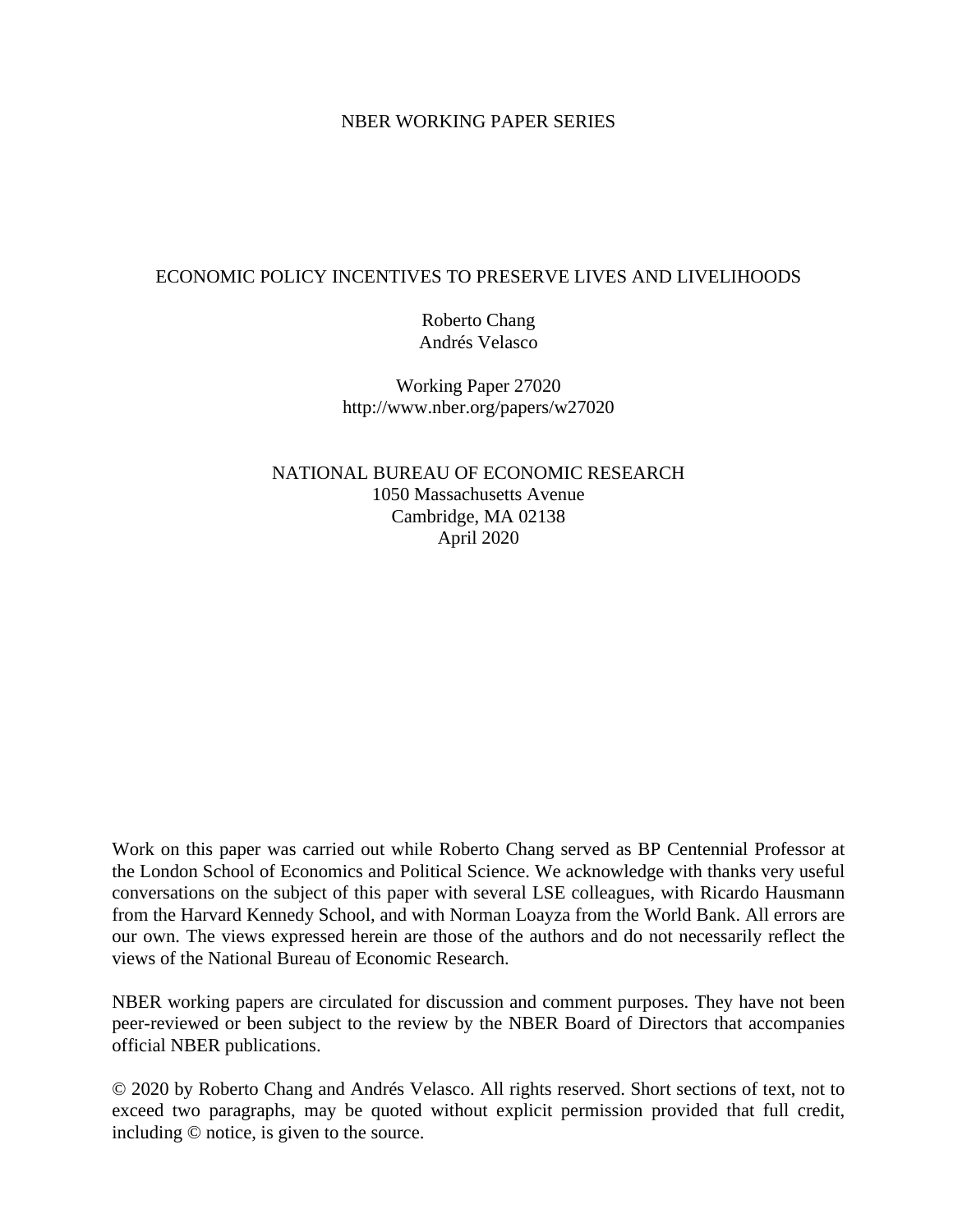NBER WORKING PAPER SERIES

# ECONOMIC POLICY INCENTIVES TO PRESERVE LIVES AND LIVELIHOODS

Roberto Chang
Andrés Velasco

Working Paper 27020
http://www.nber.org/papers/w27020

NATIONAL BUREAU OF ECONOMIC RESEARCH
1050 Massachusetts Avenue
Cambridge, MA 02138
April 2020

Work on this paper was carried out while Roberto Chang served as BP Centennial Professor at the London School of Economics and Political Science. We acknowledge with thanks very useful conversations on the subject of this paper with several LSE colleagues, with Ricardo Hausmann from the Harvard Kennedy School, and with Norman Loayza from the World Bank. All errors are our own. The views expressed herein are those of the authors and do not necessarily reflect the views of the National Bureau of Economic Research.

NBER working papers are circulated for discussion and comment purposes. They have not been peer-reviewed or been subject to the review by the NBER Board of Directors that accompanies official NBER publications.

© 2020 by Roberto Chang and Andrés Velasco. All rights reserved. Short sections of text, not to exceed two paragraphs, may be quoted without explicit permission provided that full credit, including © notice, is given to the source.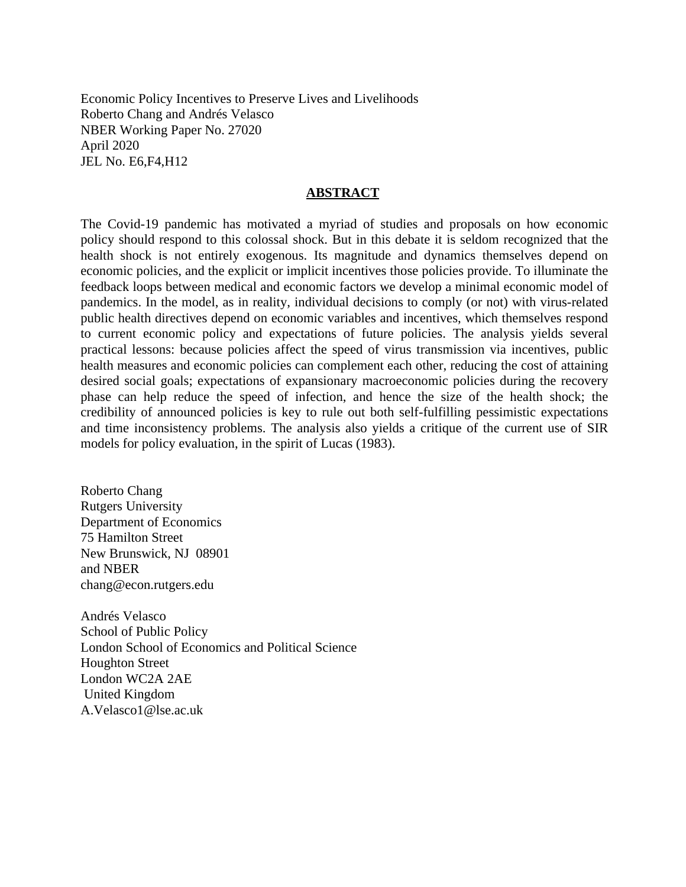Economic Policy Incentives to Preserve Lives and Livelihoods
Roberto Chang and Andrés Velasco
NBER Working Paper No. 27020
April 2020
JEL No. E6,F4,H12

## ABSTRACT

The Covid-19 pandemic has motivated a myriad of studies and proposals on how economic policy should respond to this colossal shock. But in this debate it is seldom recognized that the health shock is not entirely exogenous. Its magnitude and dynamics themselves depend on economic policies, and the explicit or implicit incentives those policies provide. To illuminate the feedback loops between medical and economic factors we develop a minimal economic model of pandemics. In the model, as in reality, individual decisions to comply (or not) with virus-related public health directives depend on economic variables and incentives, which themselves respond to current economic policy and expectations of future policies. The analysis yields several practical lessons: because policies affect the speed of virus transmission via incentives, public health measures and economic policies can complement each other, reducing the cost of attaining desired social goals; expectations of expansionary macroeconomic policies during the recovery phase can help reduce the speed of infection, and hence the size of the health shock; the credibility of announced policies is key to rule out both self-fulfilling pessimistic expectations and time inconsistency problems. The analysis also yields a critique of the current use of SIR models for policy evaluation, in the spirit of Lucas (1983).

Roberto Chang
Rutgers University
Department of Economics
75 Hamilton Street
New Brunswick, NJ 08901
and NBER
chang@econ.rutgers.edu

Andrés Velasco
School of Public Policy
London School of Economics and Political Science
Houghton Street
London WC2A 2AE
United Kingdom
A.Velasco1@lse.ac.uk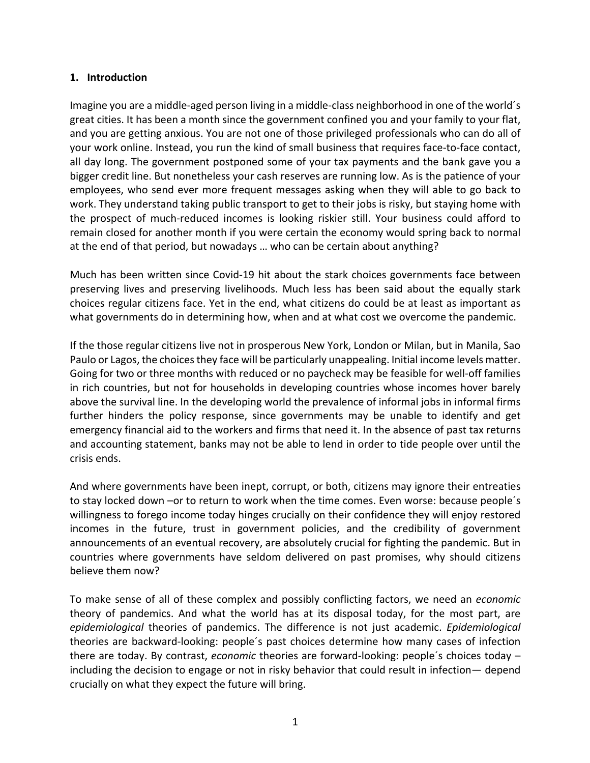## 1. Introduction

Imagine you are a middle-aged person living in a middle-class neighborhood in one of the world´s great cities. It has been a month since the government confined you and your family to your flat, and you are getting anxious. You are not one of those privileged professionals who can do all of your work online. Instead, you run the kind of small business that requires face-to-face contact, all day long. The government postponed some of your tax payments and the bank gave you a bigger credit line. But nonetheless your cash reserves are running low. As is the patience of your employees, who send ever more frequent messages asking when they will able to go back to work. They understand taking public transport to get to their jobs is risky, but staying home with the prospect of much-reduced incomes is looking riskier still. Your business could afford to remain closed for another month if you were certain the economy would spring back to normal at the end of that period, but nowadays … who can be certain about anything?

Much has been written since Covid-19 hit about the stark choices governments face between preserving lives and preserving livelihoods. Much less has been said about the equally stark choices regular citizens face. Yet in the end, what citizens do could be at least as important as what governments do in determining how, when and at what cost we overcome the pandemic.

If the those regular citizens live not in prosperous New York, London or Milan, but in Manila, Sao Paulo or Lagos, the choices they face will be particularly unappealing. Initial income levels matter. Going for two or three months with reduced or no paycheck may be feasible for well-off families in rich countries, but not for households in developing countries whose incomes hover barely above the survival line. In the developing world the prevalence of informal jobs in informal firms further hinders the policy response, since governments may be unable to identify and get emergency financial aid to the workers and firms that need it. In the absence of past tax returns and accounting statement, banks may not be able to lend in order to tide people over until the crisis ends.

And where governments have been inept, corrupt, or both, citizens may ignore their entreaties to stay locked down –or to return to work when the time comes. Even worse: because people´s willingness to forego income today hinges crucially on their confidence they will enjoy restored incomes in the future, trust in government policies, and the credibility of government announcements of an eventual recovery, are absolutely crucial for fighting the pandemic. But in countries where governments have seldom delivered on past promises, why should citizens believe them now?

To make sense of all of these complex and possibly conflicting factors, we need an *economic* theory of pandemics. And what the world has at its disposal today, for the most part, are *epidemiological* theories of pandemics. The difference is not just academic. *Epidemiological* theories are backward-looking: people´s past choices determine how many cases of infection there are today. By contrast, *economic* theories are forward-looking: people´s choices today – including the decision to engage or not in risky behavior that could result in infection— depend crucially on what they expect the future will bring.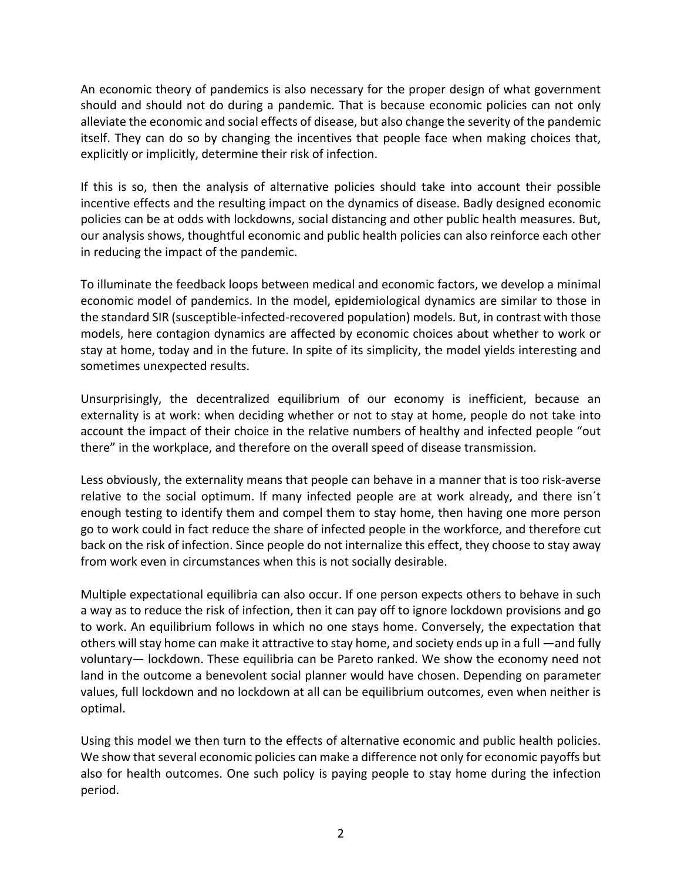An economic theory of pandemics is also necessary for the proper design of what government should and should not do during a pandemic. That is because economic policies can not only alleviate the economic and social effects of disease, but also change the severity of the pandemic itself. They can do so by changing the incentives that people face when making choices that, explicitly or implicitly, determine their risk of infection.

If this is so, then the analysis of alternative policies should take into account their possible incentive effects and the resulting impact on the dynamics of disease. Badly designed economic policies can be at odds with lockdowns, social distancing and other public health measures. But, our analysis shows, thoughtful economic and public health policies can also reinforce each other in reducing the impact of the pandemic.

To illuminate the feedback loops between medical and economic factors, we develop a minimal economic model of pandemics. In the model, epidemiological dynamics are similar to those in the standard SIR (susceptible-infected-recovered population) models. But, in contrast with those models, here contagion dynamics are affected by economic choices about whether to work or stay at home, today and in the future. In spite of its simplicity, the model yields interesting and sometimes unexpected results.

Unsurprisingly, the decentralized equilibrium of our economy is inefficient, because an externality is at work: when deciding whether or not to stay at home, people do not take into account the impact of their choice in the relative numbers of healthy and infected people "out there" in the workplace, and therefore on the overall speed of disease transmission.

Less obviously, the externality means that people can behave in a manner that is too risk-averse relative to the social optimum. If many infected people are at work already, and there isn´t enough testing to identify them and compel them to stay home, then having one more person go to work could in fact reduce the share of infected people in the workforce, and therefore cut back on the risk of infection. Since people do not internalize this effect, they choose to stay away from work even in circumstances when this is not socially desirable.

Multiple expectational equilibria can also occur. If one person expects others to behave in such a way as to reduce the risk of infection, then it can pay off to ignore lockdown provisions and go to work. An equilibrium follows in which no one stays home. Conversely, the expectation that others will stay home can make it attractive to stay home, and society ends up in a full —and fully voluntary— lockdown. These equilibria can be Pareto ranked. We show the economy need not land in the outcome a benevolent social planner would have chosen. Depending on parameter values, full lockdown and no lockdown at all can be equilibrium outcomes, even when neither is optimal.

Using this model we then turn to the effects of alternative economic and public health policies. We show that several economic policies can make a difference not only for economic payoffs but also for health outcomes. One such policy is paying people to stay home during the infection period.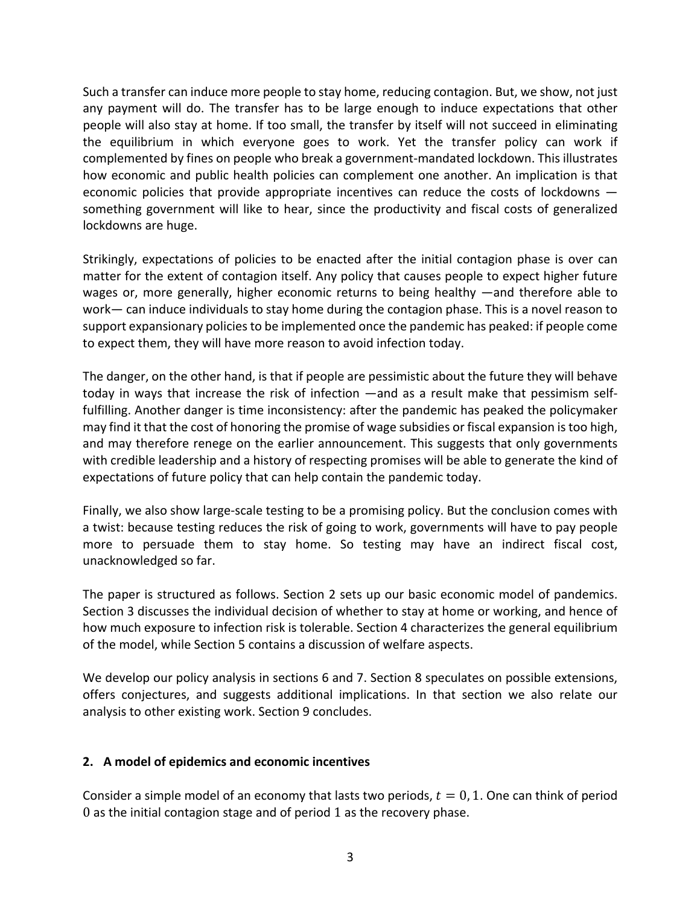Such a transfer can induce more people to stay home, reducing contagion. But, we show, not just any payment will do. The transfer has to be large enough to induce expectations that other people will also stay at home. If too small, the transfer by itself will not succeed in eliminating the equilibrium in which everyone goes to work. Yet the transfer policy can work if complemented by fines on people who break a government-mandated lockdown. This illustrates how economic and public health policies can complement one another. An implication is that economic policies that provide appropriate incentives can reduce the costs of lockdowns — something government will like to hear, since the productivity and fiscal costs of generalized lockdowns are huge.

Strikingly, expectations of policies to be enacted after the initial contagion phase is over can matter for the extent of contagion itself. Any policy that causes people to expect higher future wages or, more generally, higher economic returns to being healthy —and therefore able to work— can induce individuals to stay home during the contagion phase. This is a novel reason to support expansionary policies to be implemented once the pandemic has peaked: if people come to expect them, they will have more reason to avoid infection today.

The danger, on the other hand, is that if people are pessimistic about the future they will behave today in ways that increase the risk of infection —and as a result make that pessimism self-fulfilling. Another danger is time inconsistency: after the pandemic has peaked the policymaker may find it that the cost of honoring the promise of wage subsidies or fiscal expansion is too high, and may therefore renege on the earlier announcement. This suggests that only governments with credible leadership and a history of respecting promises will be able to generate the kind of expectations of future policy that can help contain the pandemic today.

Finally, we also show large-scale testing to be a promising policy. But the conclusion comes with a twist: because testing reduces the risk of going to work, governments will have to pay people more to persuade them to stay home. So testing may have an indirect fiscal cost, unacknowledged so far.

The paper is structured as follows. Section 2 sets up our basic economic model of pandemics. Section 3 discusses the individual decision of whether to stay at home or working, and hence of how much exposure to infection risk is tolerable. Section 4 characterizes the general equilibrium of the model, while Section 5 contains a discussion of welfare aspects.

We develop our policy analysis in sections 6 and 7. Section 8 speculates on possible extensions, offers conjectures, and suggests additional implications. In that section we also relate our analysis to other existing work. Section 9 concludes.

## 2. A model of epidemics and economic incentives

Consider a simple model of an economy that lasts two periods, $t = 0, 1$. One can think of period $0$ as the initial contagion stage and of period $1$ as the recovery phase.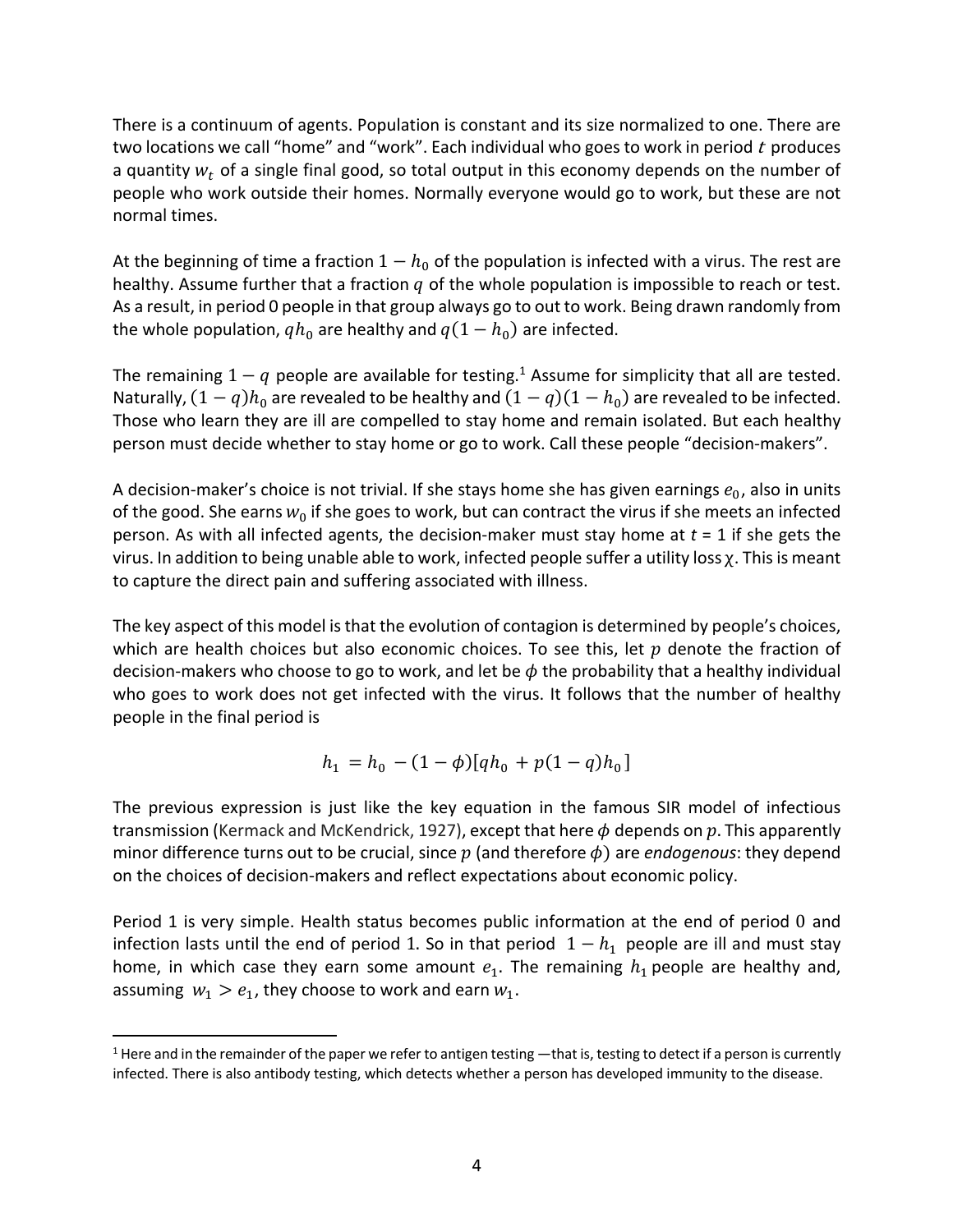There is a continuum of agents. Population is constant and its size normalized to one. There are two locations we call "home" and "work". Each individual who goes to work in period $t$ produces a quantity $w_t$ of a single final good, so total output in this economy depends on the number of people who work outside their homes. Normally everyone would go to work, but these are not normal times.

At the beginning of time a fraction $1 - h_0$ of the population is infected with a virus. The rest are healthy. Assume further that a fraction $q$ of the whole population is impossible to reach or test. As a result, in period 0 people in that group always go to out to work. Being drawn randomly from the whole population, $qh_0$ are healthy and $q(1 - h_0)$ are infected.

The remaining $1 - q$ people are available for testing.[1] Assume for simplicity that all are tested. Naturally, $(1 - q)h_0$ are revealed to be healthy and $(1 - q)(1 - h_0)$ are revealed to be infected. Those who learn they are ill are compelled to stay home and remain isolated. But each healthy person must decide whether to stay home or go to work. Call these people "decision-makers".

A decision-maker's choice is not trivial. If she stays home she has given earnings $e_0$, also in units of the good. She earns $w_0$ if she goes to work, but can contract the virus if she meets an infected person. As with all infected agents, the decision-maker must stay home at $t$ = 1 if she gets the virus. In addition to being unable able to work, infected people suffer a utility loss $\chi$. This is meant to capture the direct pain and suffering associated with illness.

The key aspect of this model is that the evolution of contagion is determined by people's choices, which are health choices but also economic choices. To see this, let $p$ denote the fraction of decision-makers who choose to go to work, and let be $\phi$ the probability that a healthy individual who goes to work does not get infected with the virus. It follows that the number of healthy people in the final period is

$$h_1 = h_0 - (1 - \phi)[qh_0 + p(1 - q)h_0]$$

The previous expression is just like the key equation in the famous SIR model of infectious transmission (Kermack and McKendrick, 1927), except that here $\phi$ depends on $p$. This apparently minor difference turns out to be crucial, since $p$ (and therefore $\phi$) are *endogenous*: they depend on the choices of decision-makers and reflect expectations about economic policy.

Period 1 is very simple. Health status becomes public information at the end of period 0 and infection lasts until the end of period 1. So in that period $1 - h_1$ people are ill and must stay home, in which case they earn some amount $e_1$. The remaining $h_1$ people are healthy and, assuming $w_1 > e_1$, they choose to work and earn $w_1$.

[1] Here and in the remainder of the paper we refer to antigen testing —that is, testing to detect if a person is currently infected. There is also antibody testing, which detects whether a person has developed immunity to the disease.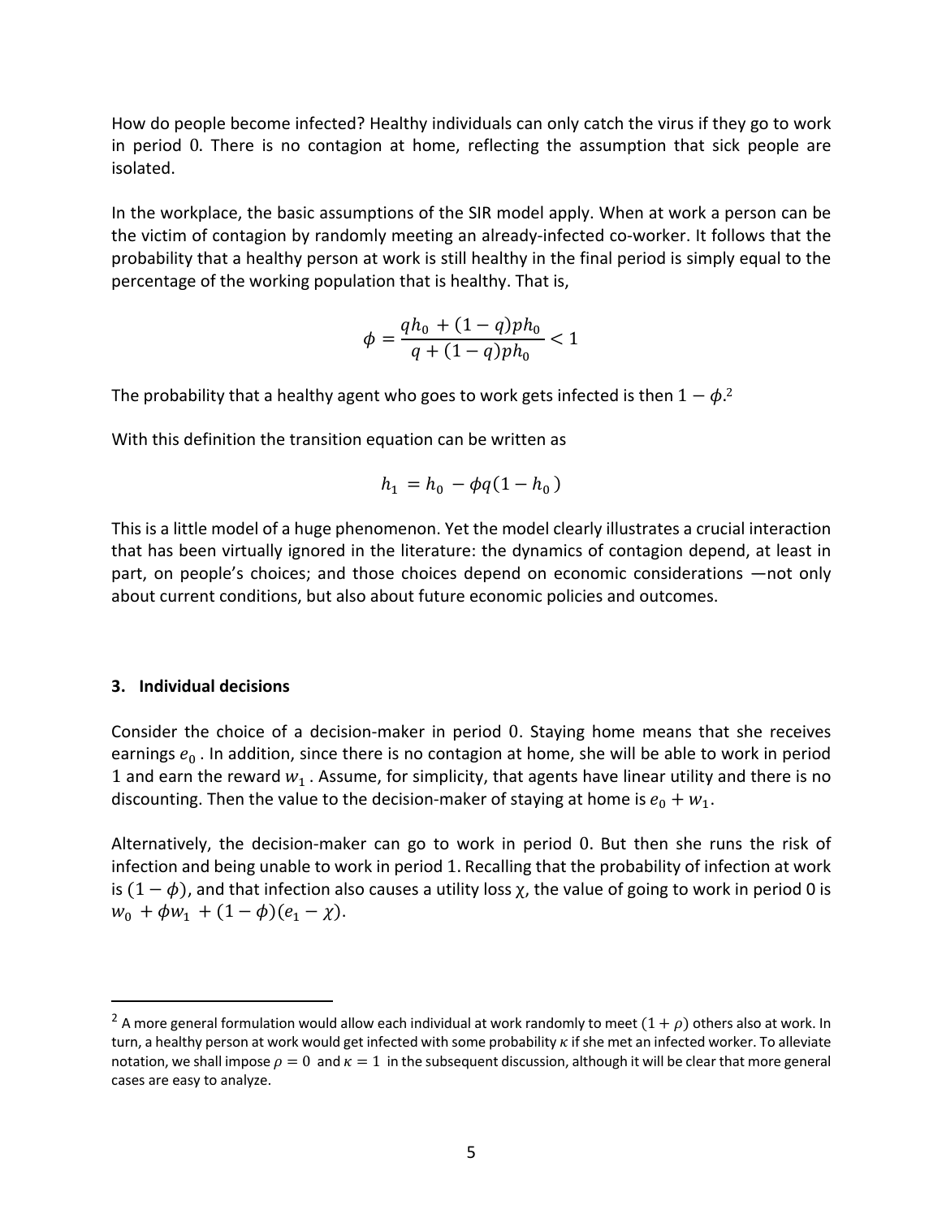How do people become infected? Healthy individuals can only catch the virus if they go to work in period 0. There is no contagion at home, reflecting the assumption that sick people are isolated.

In the workplace, the basic assumptions of the SIR model apply. When at work a person can be the victim of contagion by randomly meeting an already-infected co-worker. It follows that the probability that a healthy person at work is still healthy in the final period is simply equal to the percentage of the working population that is healthy. That is,

$$\phi = \frac{qh_0 + (1-q)ph_0}{q + (1-q)ph_0} < 1$$

The probability that a healthy agent who goes to work gets infected is then $1 - \phi$.[2]

With this definition the transition equation can be written as

$$h_1 = h_0 - \phi q(1 - h_0)$$

This is a little model of a huge phenomenon. Yet the model clearly illustrates a crucial interaction that has been virtually ignored in the literature: the dynamics of contagion depend, at least in part, on people's choices; and those choices depend on economic considerations —not only about current conditions, but also about future economic policies and outcomes.

### 3. Individual decisions

Consider the choice of a decision-maker in period 0. Staying home means that she receives earnings $e_0$. In addition, since there is no contagion at home, she will be able to work in period 1 and earn the reward $w_1$. Assume, for simplicity, that agents have linear utility and there is no discounting. Then the value to the decision-maker of staying at home is $e_0 + w_1$.

Alternatively, the decision-maker can go to work in period 0. But then she runs the risk of infection and being unable to work in period 1. Recalling that the probability of infection at work is $(1-\phi)$, and that infection also causes a utility loss $\chi$, the value of going to work in period 0 is $w_0 + \phi w_1 + (1-\phi)(e_1 - \chi)$.

---

[2] A more general formulation would allow each individual at work randomly to meet $(1+\rho)$ others also at work. In turn, a healthy person at work would get infected with some probability $\kappa$ if she met an infected worker. To alleviate notation, we shall impose $\rho = 0$ and $\kappa = 1$ in the subsequent discussion, although it will be clear that more general cases are easy to analyze.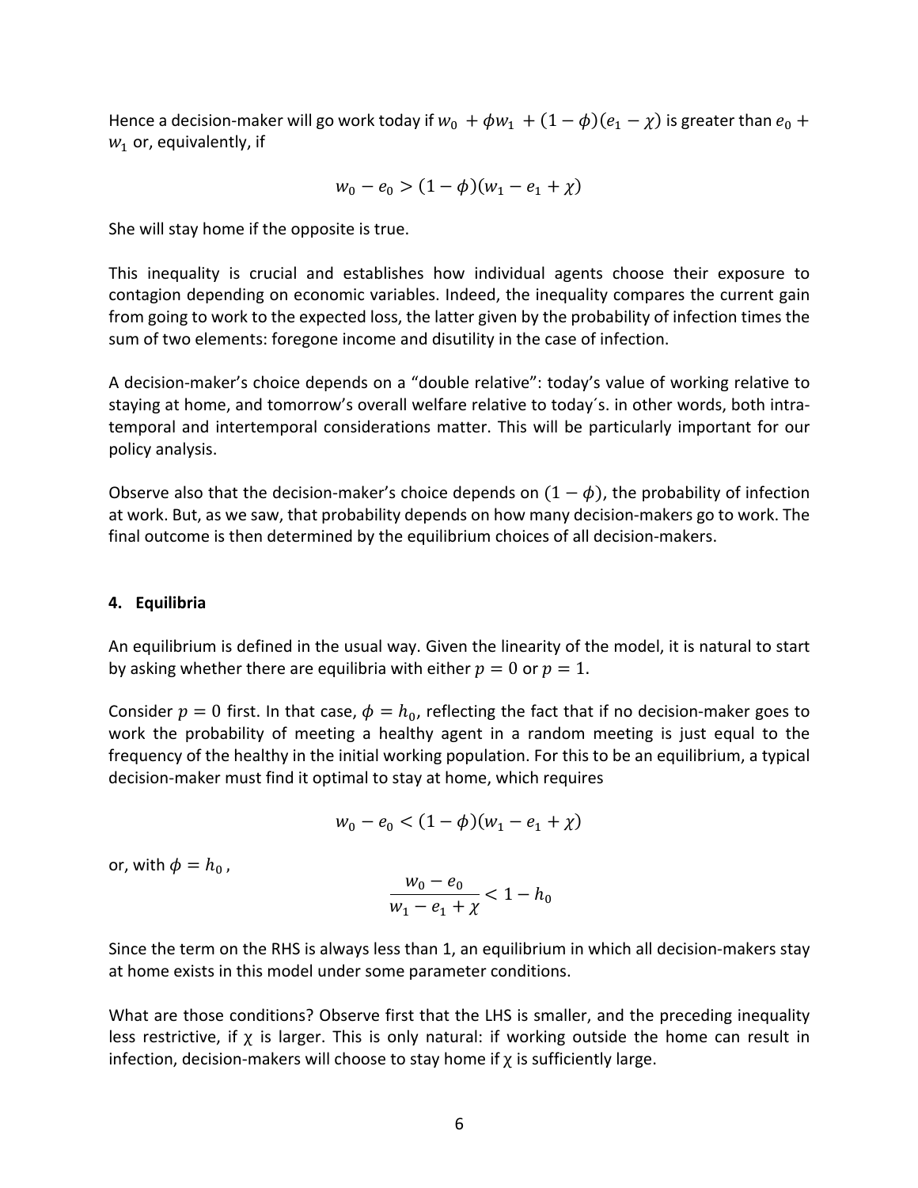Hence a decision-maker will go work today if $w_0 + \phi w_1 + (1-\phi)(e_1 - \chi)$ is greater than $e_0 + w_1$ or, equivalently, if

$$w_0 - e_0 > (1-\phi)(w_1 - e_1 + \chi)$$

She will stay home if the opposite is true.

This inequality is crucial and establishes how individual agents choose their exposure to contagion depending on economic variables. Indeed, the inequality compares the current gain from going to work to the expected loss, the latter given by the probability of infection times the sum of two elements: foregone income and disutility in the case of infection.

A decision-maker's choice depends on a "double relative": today's value of working relative to staying at home, and tomorrow's overall welfare relative to today´s. in other words, both intra-temporal and intertemporal considerations matter. This will be particularly important for our policy analysis.

Observe also that the decision-maker's choice depends on $(1-\phi)$, the probability of infection at work. But, as we saw, that probability depends on how many decision-makers go to work. The final outcome is then determined by the equilibrium choices of all decision-makers.

## 4. Equilibria

An equilibrium is defined in the usual way. Given the linearity of the model, it is natural to start by asking whether there are equilibria with either $p = 0$ or $p = 1$.

Consider $p = 0$ first. In that case, $\phi = h_0$, reflecting the fact that if no decision-maker goes to work the probability of meeting a healthy agent in a random meeting is just equal to the frequency of the healthy in the initial working population. For this to be an equilibrium, a typical decision-maker must find it optimal to stay at home, which requires

$$w_0 - e_0 < (1-\phi)(w_1 - e_1 + \chi)$$

or, with $\phi = h_0$,

$$\frac{w_0 - e_0}{w_1 - e_1 + \chi} < 1 - h_0$$

Since the term on the RHS is always less than 1, an equilibrium in which all decision-makers stay at home exists in this model under some parameter conditions.

What are those conditions? Observe first that the LHS is smaller, and the preceding inequality less restrictive, if $\chi$ is larger. This is only natural: if working outside the home can result in infection, decision-makers will choose to stay home if $\chi$ is sufficiently large.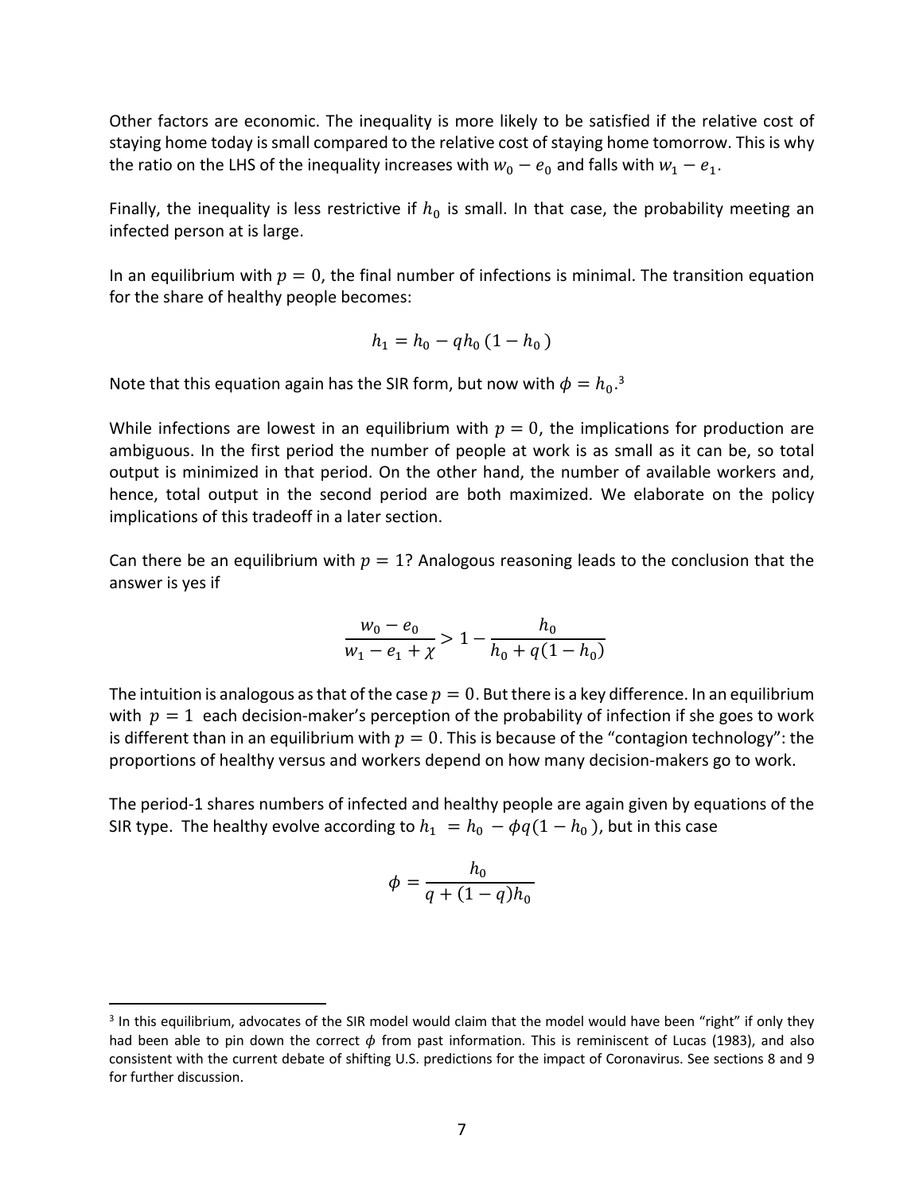Other factors are economic. The inequality is more likely to be satisfied if the relative cost of staying home today is small compared to the relative cost of staying home tomorrow. This is why the ratio on the LHS of the inequality increases with $w_0 - e_0$ and falls with $w_1 - e_1$.

Finally, the inequality is less restrictive if $h_0$ is small. In that case, the probability meeting an infected person at is large.

In an equilibrium with $p = 0$, the final number of infections is minimal. The transition equation for the share of healthy people becomes:

$$h_1 = h_0 - qh_0 (1 - h_0)$$

Note that this equation again has the SIR form, but now with $\phi = h_0$.[3]

While infections are lowest in an equilibrium with $p = 0$, the implications for production are ambiguous. In the first period the number of people at work is as small as it can be, so total output is minimized in that period. On the other hand, the number of available workers and, hence, total output in the second period are both maximized. We elaborate on the policy implications of this tradeoff in a later section.

Can there be an equilibrium with $p = 1$? Analogous reasoning leads to the conclusion that the answer is yes if

$$\frac{w_0 - e_0}{w_1 - e_1 + \chi} > 1 - \frac{h_0}{h_0 + q(1 - h_0)}$$

The intuition is analogous as that of the case $p = 0$. But there is a key difference. In an equilibrium with $p = 1$ each decision-maker's perception of the probability of infection if she goes to work is different than in an equilibrium with $p = 0$. This is because of the "contagion technology": the proportions of healthy versus and workers depend on how many decision-makers go to work.

The period-1 shares numbers of infected and healthy people are again given by equations of the SIR type. The healthy evolve according to $h_1 = h_0 - \phi q(1 - h_0)$, but in this case

$$\phi = \frac{h_0}{q + (1 - q)h_0}$$

---

[3] In this equilibrium, advocates of the SIR model would claim that the model would have been "right" if only they had been able to pin down the correct $\phi$ from past information. This is reminiscent of Lucas (1983), and also consistent with the current debate of shifting U.S. predictions for the impact of Coronavirus. See sections 8 and 9 for further discussion.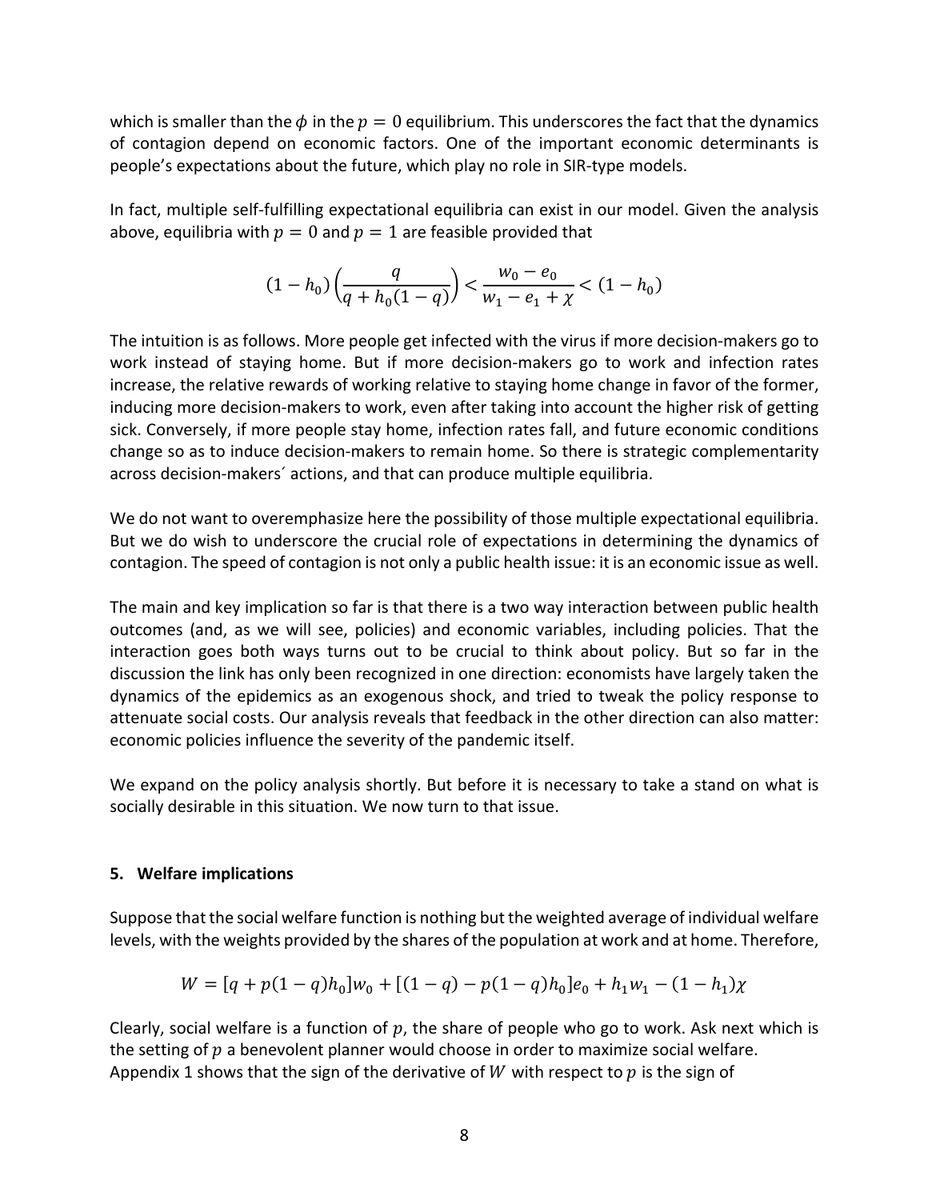which is smaller than the $\phi$ in the $p = 0$ equilibrium. This underscores the fact that the dynamics of contagion depend on economic factors. One of the important economic determinants is people's expectations about the future, which play no role in SIR-type models.

In fact, multiple self-fulfilling expectational equilibria can exist in our model. Given the analysis above, equilibria with $p = 0$ and $p = 1$ are feasible provided that

$$(1 - h_0)\left(\frac{q}{q + h_0(1 - q)}\right) < \frac{w_0 - e_0}{w_1 - e_1 + \chi} < (1 - h_0)$$

The intuition is as follows. More people get infected with the virus if more decision-makers go to work instead of staying home. But if more decision-makers go to work and infection rates increase, the relative rewards of working relative to staying home change in favor of the former, inducing more decision-makers to work, even after taking into account the higher risk of getting sick. Conversely, if more people stay home, infection rates fall, and future economic conditions change so as to induce decision-makers to remain home. So there is strategic complementarity across decision-makers´ actions, and that can produce multiple equilibria.

We do not want to overemphasize here the possibility of those multiple expectational equilibria. But we do wish to underscore the crucial role of expectations in determining the dynamics of contagion. The speed of contagion is not only a public health issue: it is an economic issue as well.

The main and key implication so far is that there is a two way interaction between public health outcomes (and, as we will see, policies) and economic variables, including policies. That the interaction goes both ways turns out to be crucial to think about policy. But so far in the discussion the link has only been recognized in one direction: economists have largely taken the dynamics of the epidemics as an exogenous shock, and tried to tweak the policy response to attenuate social costs. Our analysis reveals that feedback in the other direction can also matter: economic policies influence the severity of the pandemic itself.

We expand on the policy analysis shortly. But before it is necessary to take a stand on what is socially desirable in this situation. We now turn to that issue.

## 5. Welfare implications

Suppose that the social welfare function is nothing but the weighted average of individual welfare levels, with the weights provided by the shares of the population at work and at home. Therefore,

$$W = [q + p(1 - q)h_0]w_0 + [(1 - q) - p(1 - q)h_0]e_0 + h_1 w_1 - (1 - h_1)\chi$$

Clearly, social welfare is a function of $p$, the share of people who go to work. Ask next which is the setting of $p$ a benevolent planner would choose in order to maximize social welfare. Appendix 1 shows that the sign of the derivative of $W$ with respect to $p$ is the sign of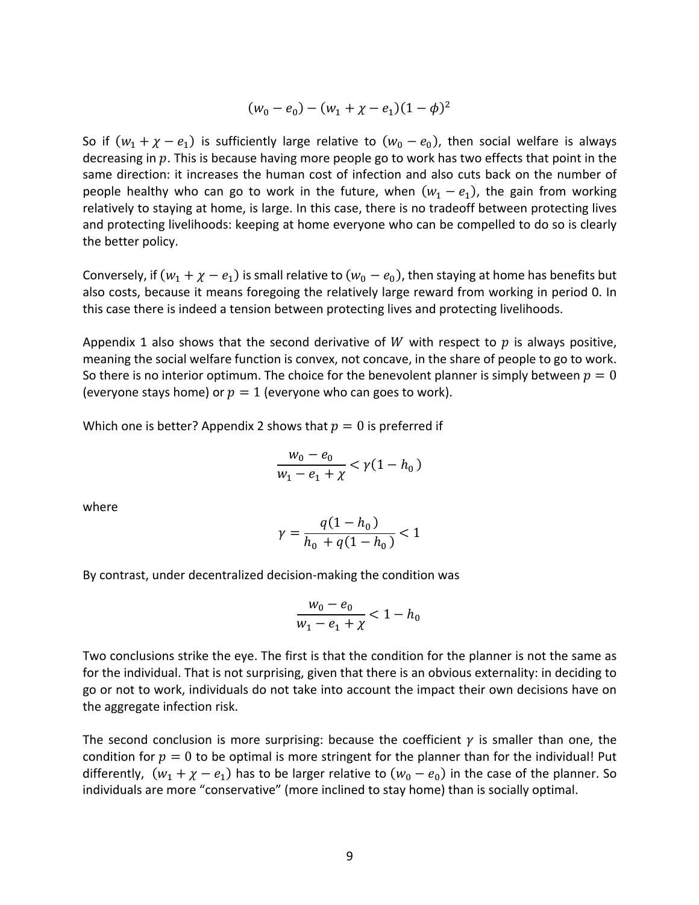$$(w_0 - e_0) - (w_1 + \chi - e_1)(1 - \phi)^2$$

So if $(w_1 + \chi - e_1)$ is sufficiently large relative to $(w_0 - e_0)$, then social welfare is always decreasing in $p$. This is because having more people go to work has two effects that point in the same direction: it increases the human cost of infection and also cuts back on the number of people healthy who can go to work in the future, when $(w_1 - e_1)$, the gain from working relatively to staying at home, is large. In this case, there is no tradeoff between protecting lives and protecting livelihoods: keeping at home everyone who can be compelled to do so is clearly the better policy.

Conversely, if $(w_1 + \chi - e_1)$ is small relative to $(w_0 - e_0)$, then staying at home has benefits but also costs, because it means foregoing the relatively large reward from working in period 0. In this case there is indeed a tension between protecting lives and protecting livelihoods.

Appendix 1 also shows that the second derivative of $W$ with respect to $p$ is always positive, meaning the social welfare function is convex, not concave, in the share of people to go to work. So there is no interior optimum. The choice for the benevolent planner is simply between $p = 0$ (everyone stays home) or $p = 1$ (everyone who can goes to work).

Which one is better? Appendix 2 shows that $p = 0$ is preferred if

$$\frac{w_0 - e_0}{w_1 - e_1 + \chi} < \gamma(1 - h_0)$$

where

$$\gamma = \frac{q(1 - h_0)}{h_0 + q(1 - h_0)} < 1$$

By contrast, under decentralized decision-making the condition was

$$\frac{w_0 - e_0}{w_1 - e_1 + \chi} < 1 - h_0$$

Two conclusions strike the eye. The first is that the condition for the planner is not the same as for the individual. That is not surprising, given that there is an obvious externality: in deciding to go or not to work, individuals do not take into account the impact their own decisions have on the aggregate infection risk.

The second conclusion is more surprising: because the coefficient $\gamma$ is smaller than one, the condition for $p = 0$ to be optimal is more stringent for the planner than for the individual! Put differently, $(w_1 + \chi - e_1)$ has to be larger relative to $(w_0 - e_0)$ in the case of the planner. So individuals are more "conservative" (more inclined to stay home) than is socially optimal.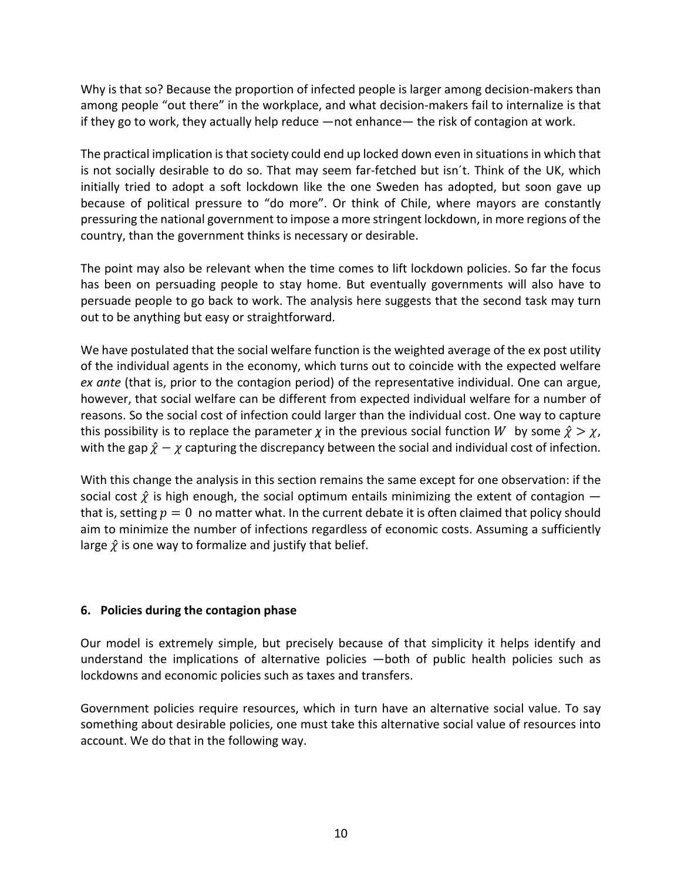Why is that so? Because the proportion of infected people is larger among decision-makers than among people "out there" in the workplace, and what decision-makers fail to internalize is that if they go to work, they actually help reduce —not enhance— the risk of contagion at work.

The practical implication is that society could end up locked down even in situations in which that is not socially desirable to do so. That may seem far-fetched but isn´t. Think of the UK, which initially tried to adopt a soft lockdown like the one Sweden has adopted, but soon gave up because of political pressure to "do more". Or think of Chile, where mayors are constantly pressuring the national government to impose a more stringent lockdown, in more regions of the country, than the government thinks is necessary or desirable.

The point may also be relevant when the time comes to lift lockdown policies. So far the focus has been on persuading people to stay home. But eventually governments will also have to persuade people to go back to work. The analysis here suggests that the second task may turn out to be anything but easy or straightforward.

We have postulated that the social welfare function is the weighted average of the ex post utility of the individual agents in the economy, which turns out to coincide with the expected welfare *ex ante* (that is, prior to the contagion period) of the representative individual. One can argue, however, that social welfare can be different from expected individual welfare for a number of reasons. So the social cost of infection could larger than the individual cost. One way to capture this possibility is to replace the parameter $\chi$ in the previous social function $W$ by some $\hat{\chi} > \chi$, with the gap $\hat{\chi} - \chi$ capturing the discrepancy between the social and individual cost of infection.

With this change the analysis in this section remains the same except for one observation: if the social cost $\hat{\chi}$ is high enough, the social optimum entails minimizing the extent of contagion — that is, setting $p = 0$ no matter what. In the current debate it is often claimed that policy should aim to minimize the number of infections regardless of economic costs. Assuming a sufficiently large $\hat{\chi}$ is one way to formalize and justify that belief.

## 6. Policies during the contagion phase

Our model is extremely simple, but precisely because of that simplicity it helps identify and understand the implications of alternative policies —both of public health policies such as lockdowns and economic policies such as taxes and transfers.

Government policies require resources, which in turn have an alternative social value. To say something about desirable policies, one must take this alternative social value of resources into account. We do that in the following way.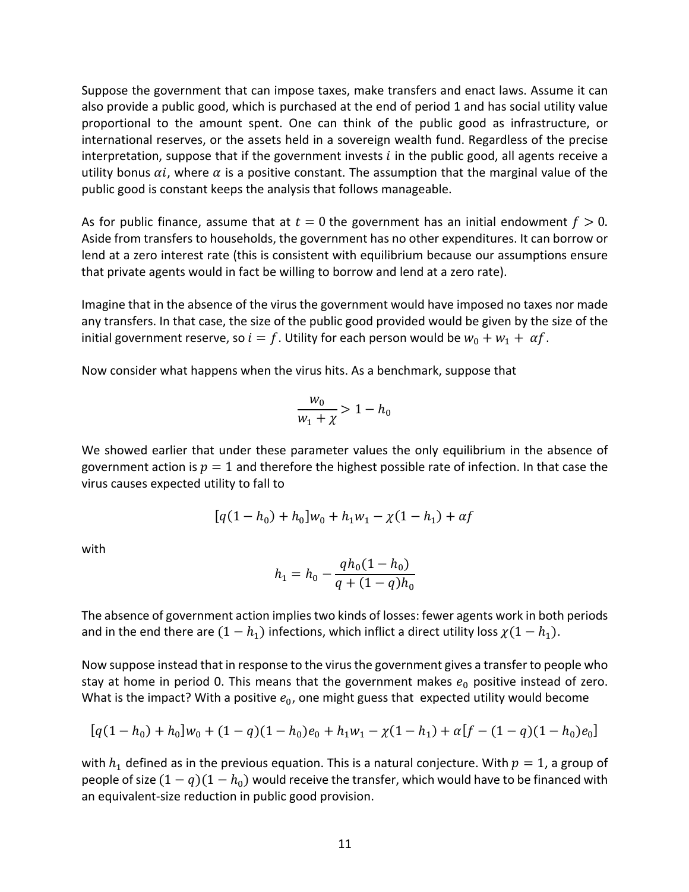Suppose the government that can impose taxes, make transfers and enact laws. Assume it can also provide a public good, which is purchased at the end of period 1 and has social utility value proportional to the amount spent. One can think of the public good as infrastructure, or international reserves, or the assets held in a sovereign wealth fund. Regardless of the precise interpretation, suppose that if the government invests $i$ in the public good, all agents receive a utility bonus $\alpha i$, where $\alpha$ is a positive constant. The assumption that the marginal value of the public good is constant keeps the analysis that follows manageable.

As for public finance, assume that at $t = 0$ the government has an initial endowment $f > 0$. Aside from transfers to households, the government has no other expenditures. It can borrow or lend at a zero interest rate (this is consistent with equilibrium because our assumptions ensure that private agents would in fact be willing to borrow and lend at a zero rate).

Imagine that in the absence of the virus the government would have imposed no taxes nor made any transfers. In that case, the size of the public good provided would be given by the size of the initial government reserve, so $i = f$. Utility for each person would be $w_0 + w_1 + \alpha f$.

Now consider what happens when the virus hits. As a benchmark, suppose that

$$\frac{w_0}{w_1 + \chi} > 1 - h_0$$

We showed earlier that under these parameter values the only equilibrium in the absence of government action is $p = 1$ and therefore the highest possible rate of infection. In that case the virus causes expected utility to fall to

$$[q(1 - h_0) + h_0]w_0 + h_1 w_1 - \chi(1 - h_1) + \alpha f$$

with

$$h_1 = h_0 - \frac{q h_0(1 - h_0)}{q + (1 - q)h_0}$$

The absence of government action implies two kinds of losses: fewer agents work in both periods and in the end there are $(1 - h_1)$ infections, which inflict a direct utility loss $\chi(1 - h_1)$.

Now suppose instead that in response to the virus the government gives a transfer to people who stay at home in period 0. This means that the government makes $e_0$ positive instead of zero. What is the impact? With a positive $e_0$, one might guess that expected utility would become

$$[q(1 - h_0) + h_0]w_0 + (1 - q)(1 - h_0)e_0 + h_1 w_1 - \chi(1 - h_1) + \alpha[f - (1 - q)(1 - h_0)e_0]$$

with $h_1$ defined as in the previous equation. This is a natural conjecture. With $p = 1$, a group of people of size $(1 - q)(1 - h_0)$ would receive the transfer, which would have to be financed with an equivalent-size reduction in public good provision.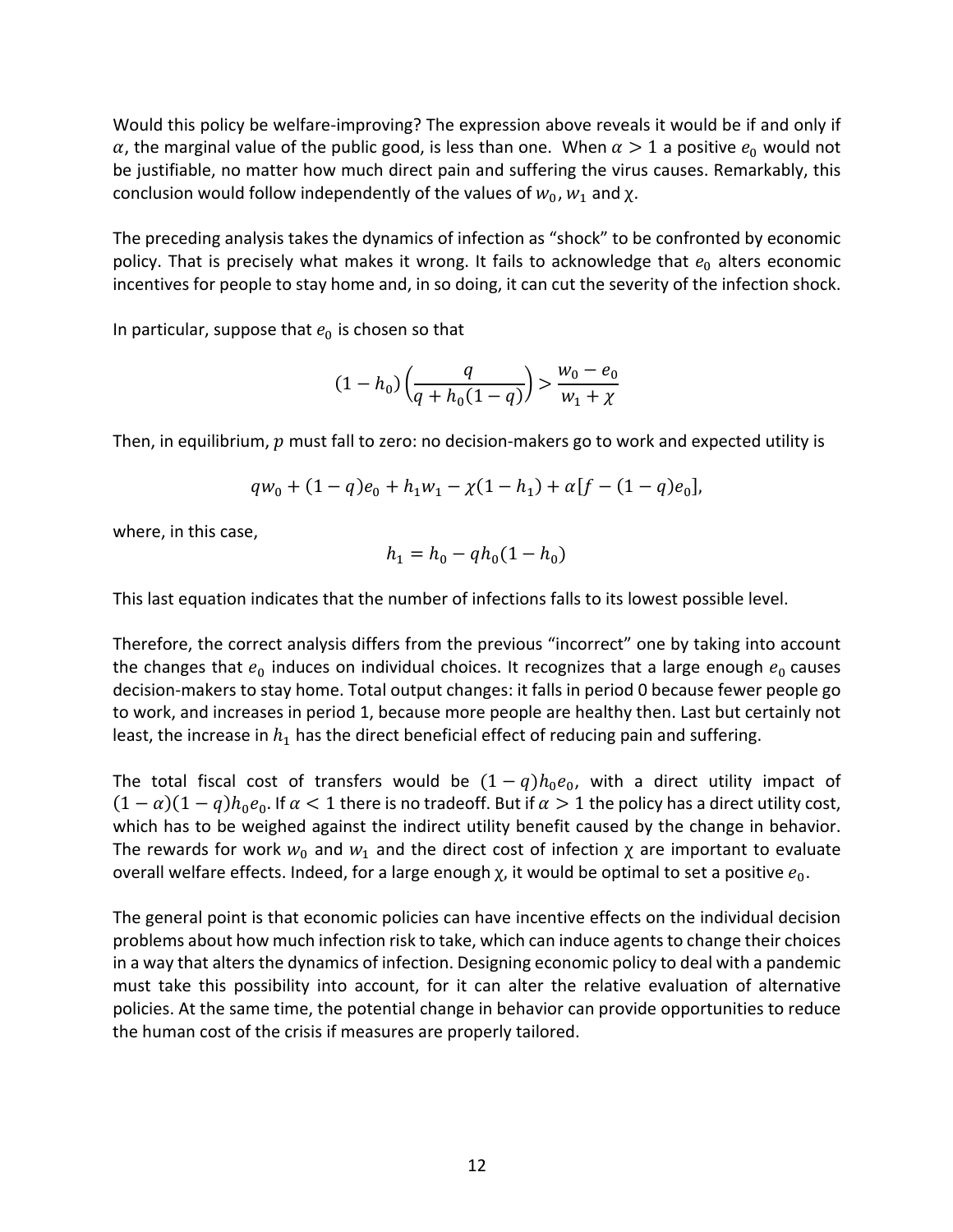Would this policy be welfare-improving? The expression above reveals it would be if and only if $\alpha$, the marginal value of the public good, is less than one. When $\alpha > 1$ a positive $e_0$ would not be justifiable, no matter how much direct pain and suffering the virus causes. Remarkably, this conclusion would follow independently of the values of $w_0$, $w_1$ and $\chi$.

The preceding analysis takes the dynamics of infection as "shock" to be confronted by economic policy. That is precisely what makes it wrong. It fails to acknowledge that $e_0$ alters economic incentives for people to stay home and, in so doing, it can cut the severity of the infection shock.

In particular, suppose that $e_0$ is chosen so that

$$(1-h_0)\left(\frac{q}{q+h_0(1-q)}\right) > \frac{w_0 - e_0}{w_1 + \chi}$$

Then, in equilibrium, $p$ must fall to zero: no decision-makers go to work and expected utility is

$$qw_0 + (1-q)e_0 + h_1 w_1 - \chi(1-h_1) + \alpha[f - (1-q)e_0],$$

where, in this case,

$$h_1 = h_0 - qh_0(1-h_0)$$

This last equation indicates that the number of infections falls to its lowest possible level.

Therefore, the correct analysis differs from the previous "incorrect" one by taking into account the changes that $e_0$ induces on individual choices. It recognizes that a large enough $e_0$ causes decision-makers to stay home. Total output changes: it falls in period 0 because fewer people go to work, and increases in period 1, because more people are healthy then. Last but certainly not least, the increase in $h_1$ has the direct beneficial effect of reducing pain and suffering.

The total fiscal cost of transfers would be $(1-q)h_0e_0$, with a direct utility impact of $(1-\alpha)(1-q)h_0e_0$. If $\alpha < 1$ there is no tradeoff. But if $\alpha > 1$ the policy has a direct utility cost, which has to be weighed against the indirect utility benefit caused by the change in behavior. The rewards for work $w_0$ and $w_1$ and the direct cost of infection $\chi$ are important to evaluate overall welfare effects. Indeed, for a large enough $\chi$, it would be optimal to set a positive $e_0$.

The general point is that economic policies can have incentive effects on the individual decision problems about how much infection risk to take, which can induce agents to change their choices in a way that alters the dynamics of infection. Designing economic policy to deal with a pandemic must take this possibility into account, for it can alter the relative evaluation of alternative policies. At the same time, the potential change in behavior can provide opportunities to reduce the human cost of the crisis if measures are properly tailored.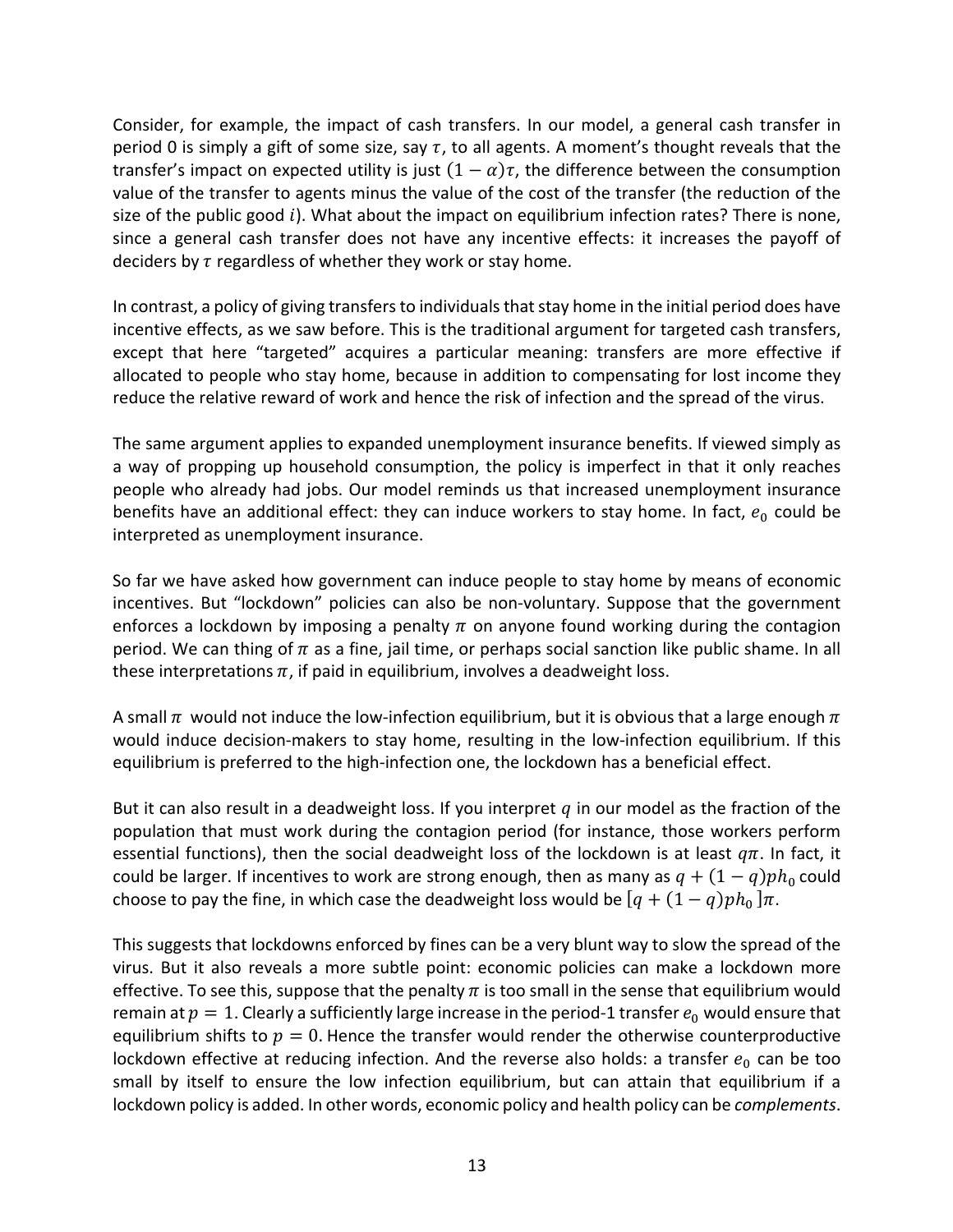Consider, for example, the impact of cash transfers. In our model, a general cash transfer in period 0 is simply a gift of some size, say $\tau$, to all agents. A moment's thought reveals that the transfer's impact on expected utility is just $(1 - \alpha)\tau$, the difference between the consumption value of the transfer to agents minus the value of the cost of the transfer (the reduction of the size of the public good $i$). What about the impact on equilibrium infection rates? There is none, since a general cash transfer does not have any incentive effects: it increases the payoff of deciders by $\tau$ regardless of whether they work or stay home.

In contrast, a policy of giving transfers to individuals that stay home in the initial period does have incentive effects, as we saw before. This is the traditional argument for targeted cash transfers, except that here "targeted" acquires a particular meaning: transfers are more effective if allocated to people who stay home, because in addition to compensating for lost income they reduce the relative reward of work and hence the risk of infection and the spread of the virus.

The same argument applies to expanded unemployment insurance benefits. If viewed simply as a way of propping up household consumption, the policy is imperfect in that it only reaches people who already had jobs. Our model reminds us that increased unemployment insurance benefits have an additional effect: they can induce workers to stay home. In fact, $e_0$ could be interpreted as unemployment insurance.

So far we have asked how government can induce people to stay home by means of economic incentives. But "lockdown" policies can also be non-voluntary. Suppose that the government enforces a lockdown by imposing a penalty $\pi$ on anyone found working during the contagion period. We can thing of $\pi$ as a fine, jail time, or perhaps social sanction like public shame. In all these interpretations $\pi$, if paid in equilibrium, involves a deadweight loss.

A small $\pi$ would not induce the low-infection equilibrium, but it is obvious that a large enough $\pi$ would induce decision-makers to stay home, resulting in the low-infection equilibrium. If this equilibrium is preferred to the high-infection one, the lockdown has a beneficial effect.

But it can also result in a deadweight loss. If you interpret $q$ in our model as the fraction of the population that must work during the contagion period (for instance, those workers perform essential functions), then the social deadweight loss of the lockdown is at least $q\pi$. In fact, it could be larger. If incentives to work are strong enough, then as many as $q + (1 - q)ph_0$ could choose to pay the fine, in which case the deadweight loss would be $[q + (1 - q)ph_0]\pi$.

This suggests that lockdowns enforced by fines can be a very blunt way to slow the spread of the virus. But it also reveals a more subtle point: economic policies can make a lockdown more effective. To see this, suppose that the penalty $\pi$ is too small in the sense that equilibrium would remain at $p = 1$. Clearly a sufficiently large increase in the period-1 transfer $e_0$ would ensure that equilibrium shifts to $p = 0$. Hence the transfer would render the otherwise counterproductive lockdown effective at reducing infection. And the reverse also holds: a transfer $e_0$ can be too small by itself to ensure the low infection equilibrium, but can attain that equilibrium if a lockdown policy is added. In other words, economic policy and health policy can be *complements*.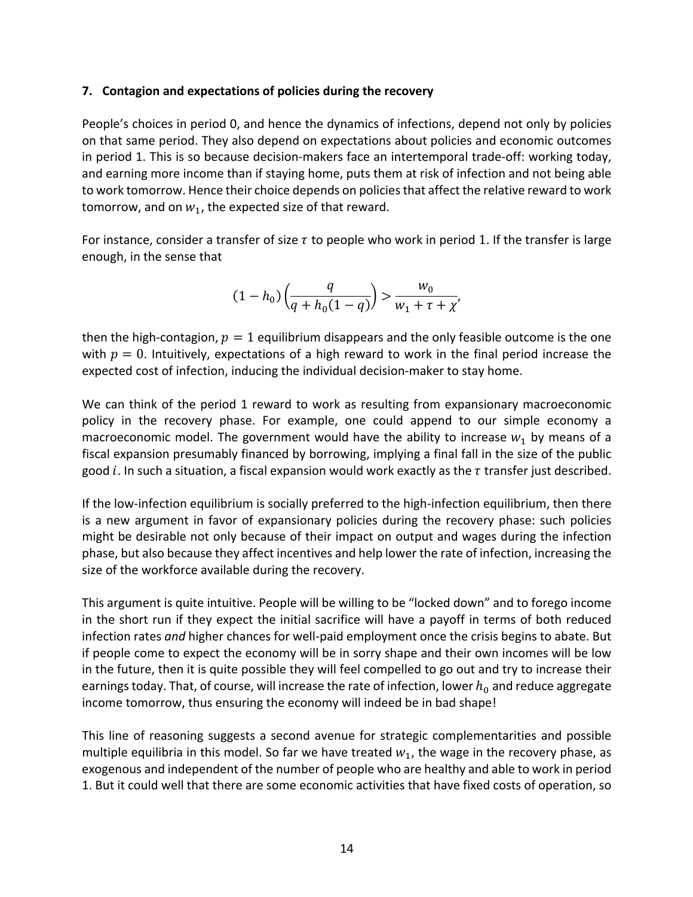### 7. Contagion and expectations of policies during the recovery

People's choices in period 0, and hence the dynamics of infections, depend not only by policies on that same period. They also depend on expectations about policies and economic outcomes in period 1. This is so because decision-makers face an intertemporal trade-off: working today, and earning more income than if staying home, puts them at risk of infection and not being able to work tomorrow. Hence their choice depends on policies that affect the relative reward to work tomorrow, and on $w_1$, the expected size of that reward.

For instance, consider a transfer of size $\tau$ to people who work in period 1. If the transfer is large enough, in the sense that

$$(1-h_0)\left(\frac{q}{q+h_0(1-q)}\right) > \frac{w_0}{w_1+\tau+\chi},$$

then the high-contagion, $p = 1$ equilibrium disappears and the only feasible outcome is the one with $p = 0$. Intuitively, expectations of a high reward to work in the final period increase the expected cost of infection, inducing the individual decision-maker to stay home.

We can think of the period 1 reward to work as resulting from expansionary macroeconomic policy in the recovery phase. For example, one could append to our simple economy a macroeconomic model. The government would have the ability to increase $w_1$ by means of a fiscal expansion presumably financed by borrowing, implying a final fall in the size of the public good $i$. In such a situation, a fiscal expansion would work exactly as the $\tau$ transfer just described.

If the low-infection equilibrium is socially preferred to the high-infection equilibrium, then there is a new argument in favor of expansionary policies during the recovery phase: such policies might be desirable not only because of their impact on output and wages during the infection phase, but also because they affect incentives and help lower the rate of infection, increasing the size of the workforce available during the recovery.

This argument is quite intuitive. People will be willing to be "locked down" and to forego income in the short run if they expect the initial sacrifice will have a payoff in terms of both reduced infection rates *and* higher chances for well-paid employment once the crisis begins to abate. But if people come to expect the economy will be in sorry shape and their own incomes will be low in the future, then it is quite possible they will feel compelled to go out and try to increase their earnings today. That, of course, will increase the rate of infection, lower $h_0$ and reduce aggregate income tomorrow, thus ensuring the economy will indeed be in bad shape!

This line of reasoning suggests a second avenue for strategic complementarities and possible multiple equilibria in this model. So far we have treated $w_1$, the wage in the recovery phase, as exogenous and independent of the number of people who are healthy and able to work in period 1. But it could well that there are some economic activities that have fixed costs of operation, so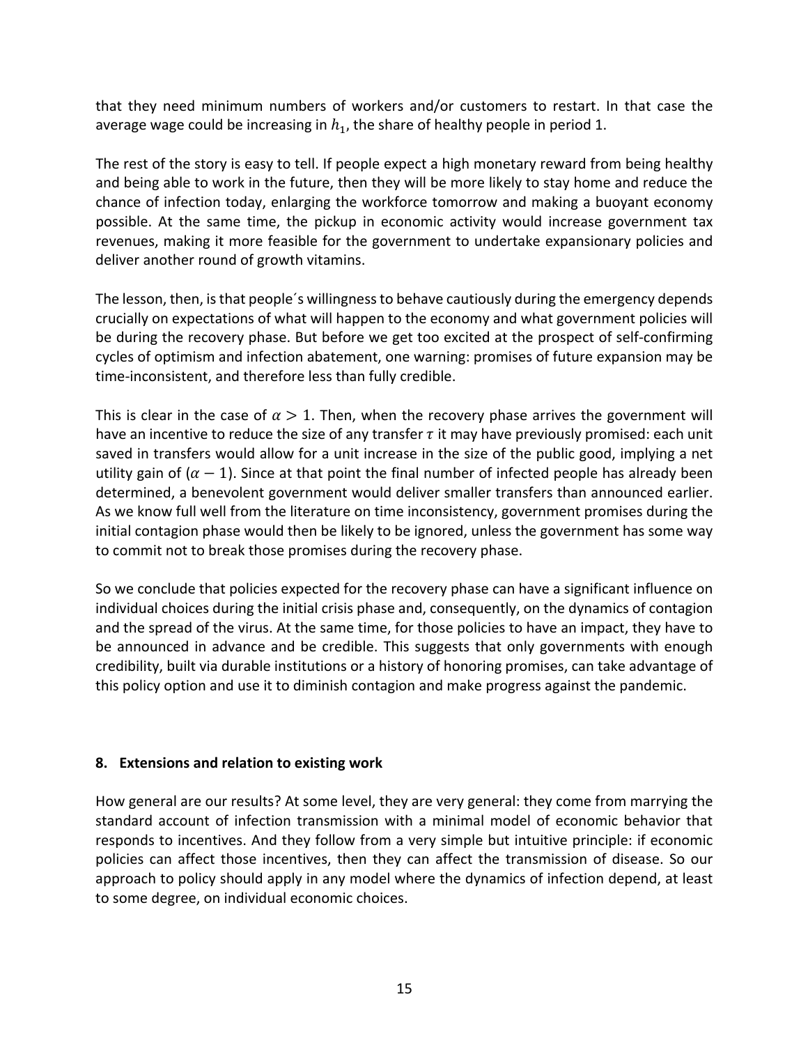that they need minimum numbers of workers and/or customers to restart. In that case the average wage could be increasing in $h_1$, the share of healthy people in period 1.

The rest of the story is easy to tell. If people expect a high monetary reward from being healthy and being able to work in the future, then they will be more likely to stay home and reduce the chance of infection today, enlarging the workforce tomorrow and making a buoyant economy possible. At the same time, the pickup in economic activity would increase government tax revenues, making it more feasible for the government to undertake expansionary policies and deliver another round of growth vitamins.

The lesson, then, is that people´s willingness to behave cautiously during the emergency depends crucially on expectations of what will happen to the economy and what government policies will be during the recovery phase. But before we get too excited at the prospect of self-confirming cycles of optimism and infection abatement, one warning: promises of future expansion may be time-inconsistent, and therefore less than fully credible.

This is clear in the case of $\alpha > 1$. Then, when the recovery phase arrives the government will have an incentive to reduce the size of any transfer $\tau$ it may have previously promised: each unit saved in transfers would allow for a unit increase in the size of the public good, implying a net utility gain of $(\alpha - 1)$. Since at that point the final number of infected people has already been determined, a benevolent government would deliver smaller transfers than announced earlier. As we know full well from the literature on time inconsistency, government promises during the initial contagion phase would then be likely to be ignored, unless the government has some way to commit not to break those promises during the recovery phase.

So we conclude that policies expected for the recovery phase can have a significant influence on individual choices during the initial crisis phase and, consequently, on the dynamics of contagion and the spread of the virus. At the same time, for those policies to have an impact, they have to be announced in advance and be credible. This suggests that only governments with enough credibility, built via durable institutions or a history of honoring promises, can take advantage of this policy option and use it to diminish contagion and make progress against the pandemic.

## 8. Extensions and relation to existing work

How general are our results? At some level, they are very general: they come from marrying the standard account of infection transmission with a minimal model of economic behavior that responds to incentives. And they follow from a very simple but intuitive principle: if economic policies can affect those incentives, then they can affect the transmission of disease. So our approach to policy should apply in any model where the dynamics of infection depend, at least to some degree, on individual economic choices.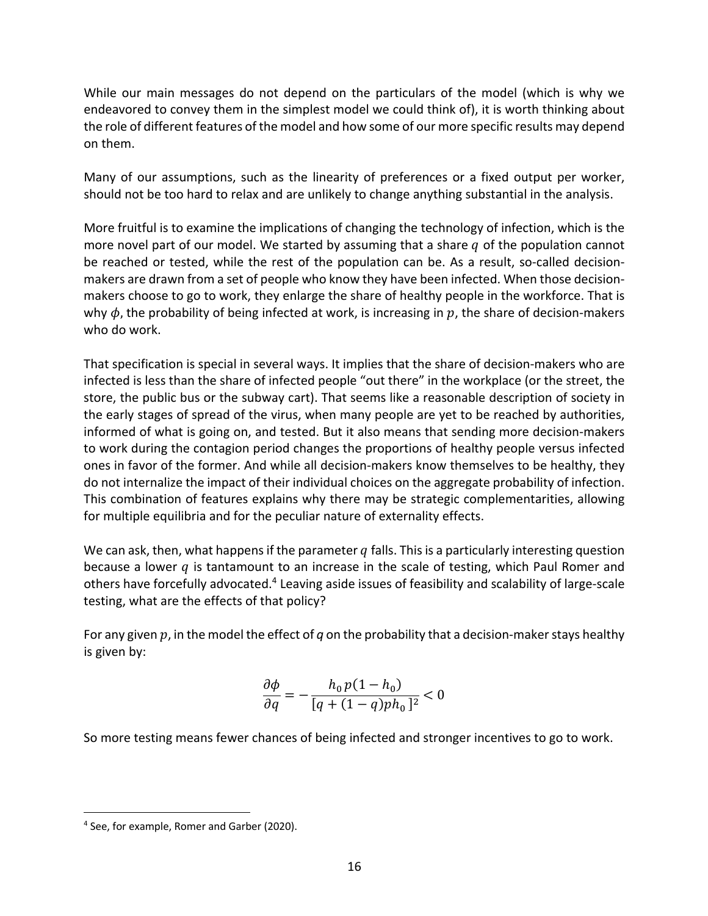While our main messages do not depend on the particulars of the model (which is why we endeavored to convey them in the simplest model we could think of), it is worth thinking about the role of different features of the model and how some of our more specific results may depend on them.

Many of our assumptions, such as the linearity of preferences or a fixed output per worker, should not be too hard to relax and are unlikely to change anything substantial in the analysis.

More fruitful is to examine the implications of changing the technology of infection, which is the more novel part of our model. We started by assuming that a share $q$ of the population cannot be reached or tested, while the rest of the population can be. As a result, so-called decision-makers are drawn from a set of people who know they have been infected. When those decision-makers choose to go to work, they enlarge the share of healthy people in the workforce. That is why $\phi$, the probability of being infected at work, is increasing in $p$, the share of decision-makers who do work.

That specification is special in several ways. It implies that the share of decision-makers who are infected is less than the share of infected people "out there" in the workplace (or the street, the store, the public bus or the subway cart). That seems like a reasonable description of society in the early stages of spread of the virus, when many people are yet to be reached by authorities, informed of what is going on, and tested. But it also means that sending more decision-makers to work during the contagion period changes the proportions of healthy people versus infected ones in favor of the former. And while all decision-makers know themselves to be healthy, they do not internalize the impact of their individual choices on the aggregate probability of infection. This combination of features explains why there may be strategic complementarities, allowing for multiple equilibria and for the peculiar nature of externality effects.

We can ask, then, what happens if the parameter $q$ falls. This is a particularly interesting question because a lower $q$ is tantamount to an increase in the scale of testing, which Paul Romer and others have forcefully advocated.[4] Leaving aside issues of feasibility and scalability of large-scale testing, what are the effects of that policy?

For any given $p$, in the model the effect of $q$ on the probability that a decision-maker stays healthy is given by:

$$\frac{\partial \phi}{\partial q} = -\frac{h_0 \, p(1 - h_0)}{[q + (1 - q)ph_0]^2} < 0$$

So more testing means fewer chances of being infected and stronger incentives to go to work.

[4] See, for example, Romer and Garber (2020).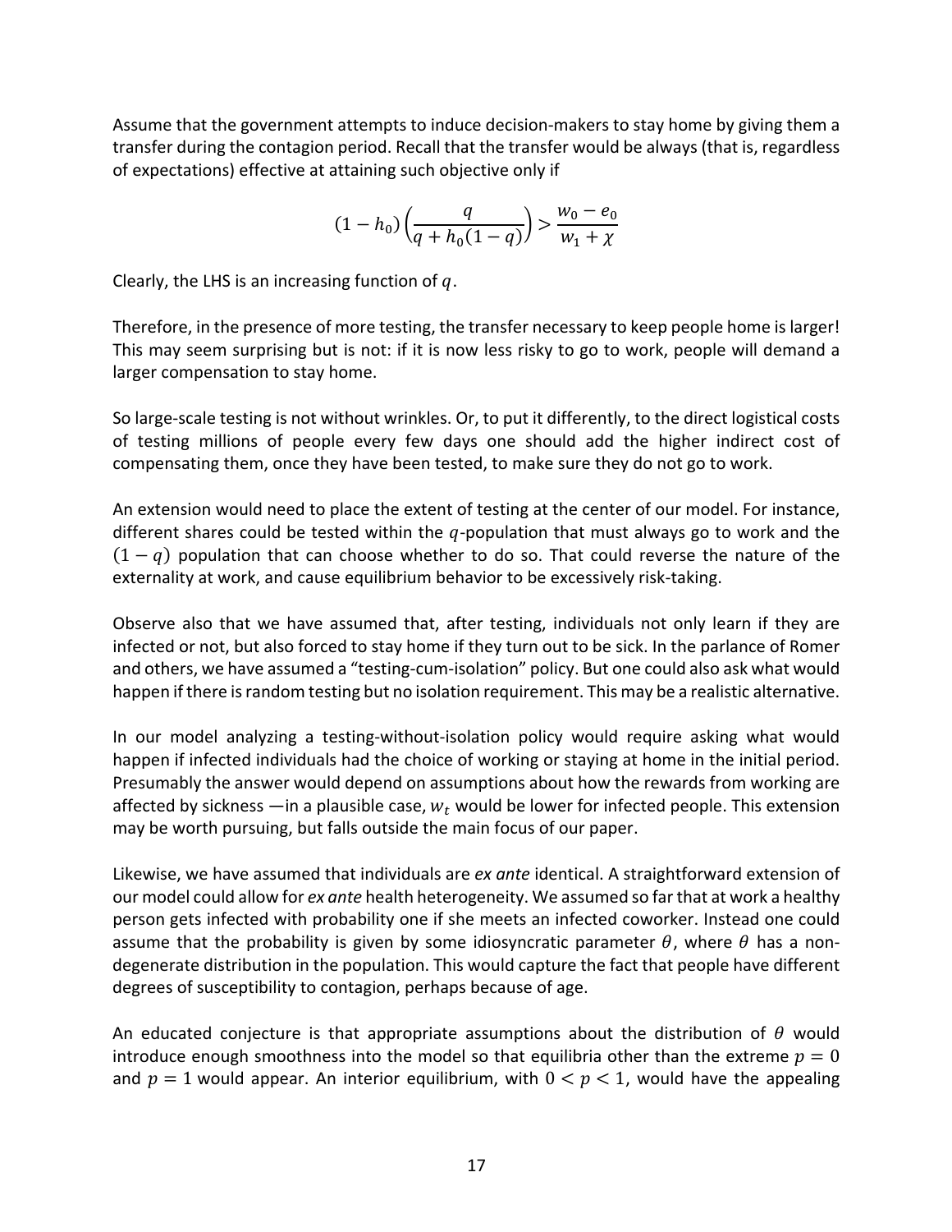Assume that the government attempts to induce decision-makers to stay home by giving them a transfer during the contagion period. Recall that the transfer would be always (that is, regardless of expectations) effective at attaining such objective only if

$$(1 - h_0)\left(\frac{q}{q + h_0(1 - q)}\right) > \frac{w_0 - e_0}{w_1 + \chi}$$

Clearly, the LHS is an increasing function of $q$.

Therefore, in the presence of more testing, the transfer necessary to keep people home is larger! This may seem surprising but is not: if it is now less risky to go to work, people will demand a larger compensation to stay home.

So large-scale testing is not without wrinkles. Or, to put it differently, to the direct logistical costs of testing millions of people every few days one should add the higher indirect cost of compensating them, once they have been tested, to make sure they do not go to work.

An extension would need to place the extent of testing at the center of our model. For instance, different shares could be tested within the $q$-population that must always go to work and the $(1 - q)$ population that can choose whether to do so. That could reverse the nature of the externality at work, and cause equilibrium behavior to be excessively risk-taking.

Observe also that we have assumed that, after testing, individuals not only learn if they are infected or not, but also forced to stay home if they turn out to be sick. In the parlance of Romer and others, we have assumed a "testing-cum-isolation" policy. But one could also ask what would happen if there is random testing but no isolation requirement. This may be a realistic alternative.

In our model analyzing a testing-without-isolation policy would require asking what would happen if infected individuals had the choice of working or staying at home in the initial period. Presumably the answer would depend on assumptions about how the rewards from working are affected by sickness —in a plausible case, $w_t$ would be lower for infected people. This extension may be worth pursuing, but falls outside the main focus of our paper.

Likewise, we have assumed that individuals are *ex ante* identical. A straightforward extension of our model could allow for *ex ante* health heterogeneity. We assumed so far that at work a healthy person gets infected with probability one if she meets an infected coworker. Instead one could assume that the probability is given by some idiosyncratic parameter $\theta$, where $\theta$ has a non-degenerate distribution in the population. This would capture the fact that people have different degrees of susceptibility to contagion, perhaps because of age.

An educated conjecture is that appropriate assumptions about the distribution of $\theta$ would introduce enough smoothness into the model so that equilibria other than the extreme $p = 0$ and $p = 1$ would appear. An interior equilibrium, with $0 < p < 1$, would have the appealing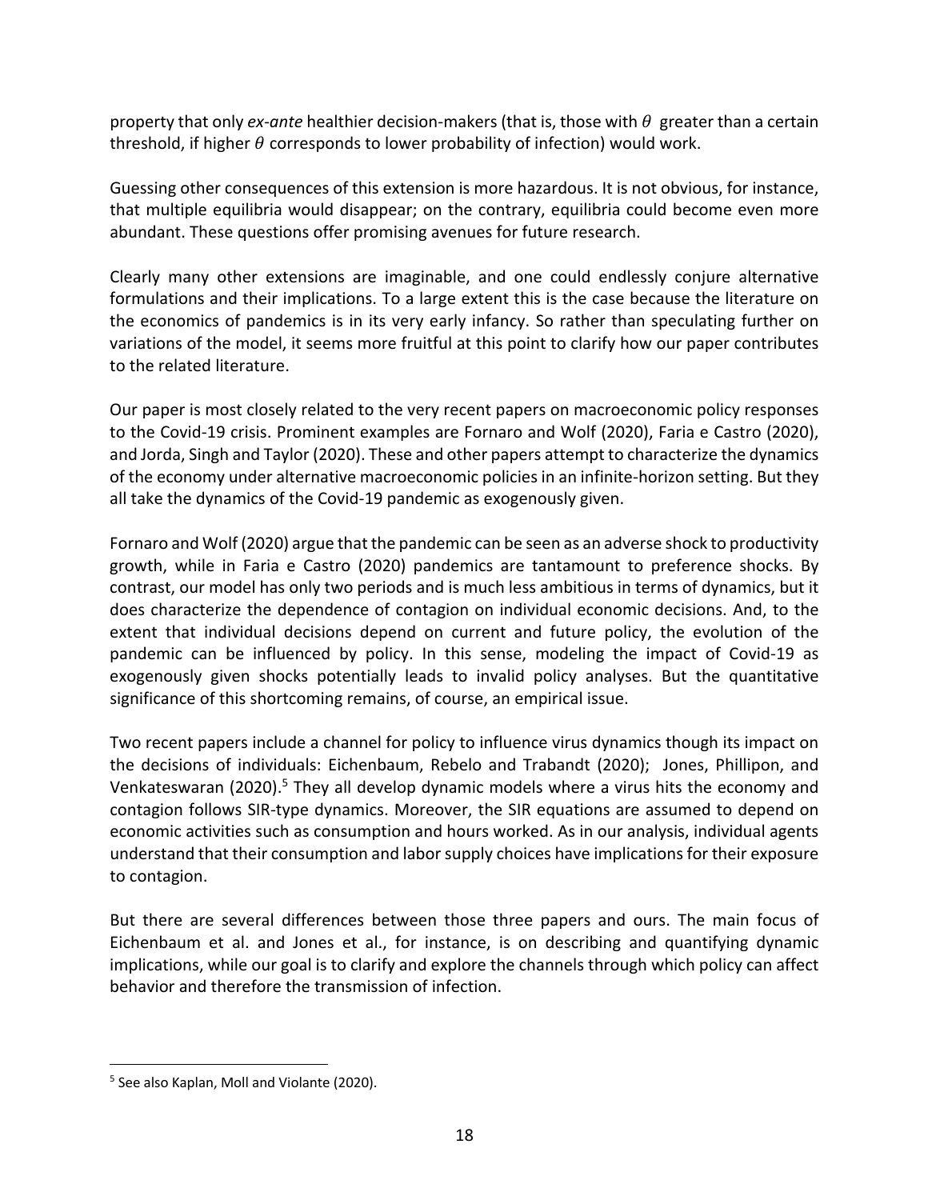property that only *ex-ante* healthier decision-makers (that is, those with $\theta$ greater than a certain threshold, if higher $\theta$ corresponds to lower probability of infection) would work.

Guessing other consequences of this extension is more hazardous. It is not obvious, for instance, that multiple equilibria would disappear; on the contrary, equilibria could become even more abundant. These questions offer promising avenues for future research.

Clearly many other extensions are imaginable, and one could endlessly conjure alternative formulations and their implications. To a large extent this is the case because the literature on the economics of pandemics is in its very early infancy. So rather than speculating further on variations of the model, it seems more fruitful at this point to clarify how our paper contributes to the related literature.

Our paper is most closely related to the very recent papers on macroeconomic policy responses to the Covid-19 crisis. Prominent examples are Fornaro and Wolf (2020), Faria e Castro (2020), and Jorda, Singh and Taylor (2020). These and other papers attempt to characterize the dynamics of the economy under alternative macroeconomic policies in an infinite-horizon setting. But they all take the dynamics of the Covid-19 pandemic as exogenously given.

Fornaro and Wolf (2020) argue that the pandemic can be seen as an adverse shock to productivity growth, while in Faria e Castro (2020) pandemics are tantamount to preference shocks. By contrast, our model has only two periods and is much less ambitious in terms of dynamics, but it does characterize the dependence of contagion on individual economic decisions. And, to the extent that individual decisions depend on current and future policy, the evolution of the pandemic can be influenced by policy. In this sense, modeling the impact of Covid-19 as exogenously given shocks potentially leads to invalid policy analyses. But the quantitative significance of this shortcoming remains, of course, an empirical issue.

Two recent papers include a channel for policy to influence virus dynamics though its impact on the decisions of individuals: Eichenbaum, Rebelo and Trabandt (2020); Jones, Phillipon, and Venkateswaran (2020).[5] They all develop dynamic models where a virus hits the economy and contagion follows SIR-type dynamics. Moreover, the SIR equations are assumed to depend on economic activities such as consumption and hours worked. As in our analysis, individual agents understand that their consumption and labor supply choices have implications for their exposure to contagion.

But there are several differences between those three papers and ours. The main focus of Eichenbaum et al. and Jones et al., for instance, is on describing and quantifying dynamic implications, while our goal is to clarify and explore the channels through which policy can affect behavior and therefore the transmission of infection.

[5] See also Kaplan, Moll and Violante (2020).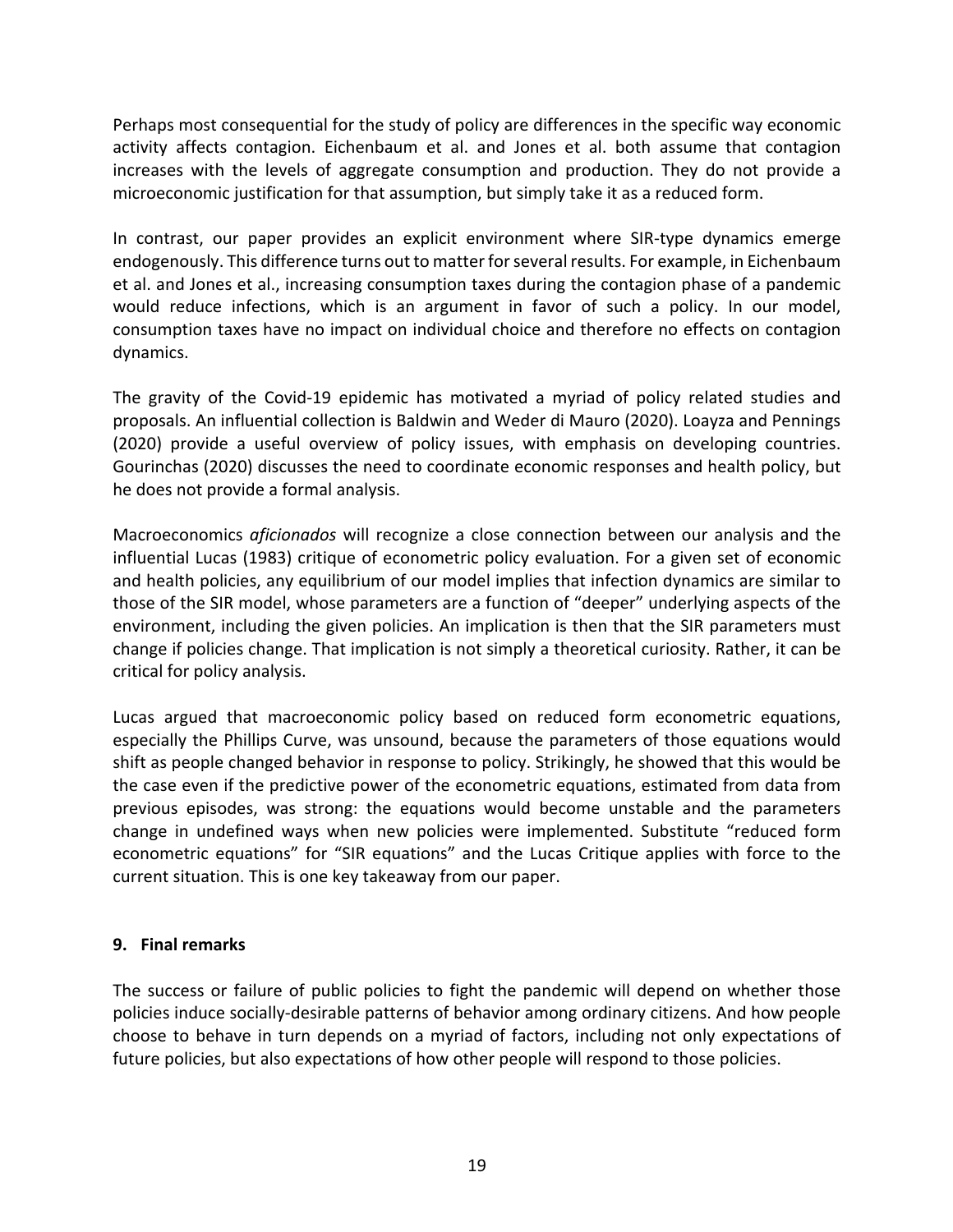Perhaps most consequential for the study of policy are differences in the specific way economic activity affects contagion. Eichenbaum et al. and Jones et al. both assume that contagion increases with the levels of aggregate consumption and production. They do not provide a microeconomic justification for that assumption, but simply take it as a reduced form.

In contrast, our paper provides an explicit environment where SIR-type dynamics emerge endogenously. This difference turns out to matter for several results. For example, in Eichenbaum et al. and Jones et al., increasing consumption taxes during the contagion phase of a pandemic would reduce infections, which is an argument in favor of such a policy. In our model, consumption taxes have no impact on individual choice and therefore no effects on contagion dynamics.

The gravity of the Covid-19 epidemic has motivated a myriad of policy related studies and proposals. An influential collection is Baldwin and Weder di Mauro (2020). Loayza and Pennings (2020) provide a useful overview of policy issues, with emphasis on developing countries. Gourinchas (2020) discusses the need to coordinate economic responses and health policy, but he does not provide a formal analysis.

Macroeconomics *aficionados* will recognize a close connection between our analysis and the influential Lucas (1983) critique of econometric policy evaluation. For a given set of economic and health policies, any equilibrium of our model implies that infection dynamics are similar to those of the SIR model, whose parameters are a function of "deeper" underlying aspects of the environment, including the given policies. An implication is then that the SIR parameters must change if policies change. That implication is not simply a theoretical curiosity. Rather, it can be critical for policy analysis.

Lucas argued that macroeconomic policy based on reduced form econometric equations, especially the Phillips Curve, was unsound, because the parameters of those equations would shift as people changed behavior in response to policy. Strikingly, he showed that this would be the case even if the predictive power of the econometric equations, estimated from data from previous episodes, was strong: the equations would become unstable and the parameters change in undefined ways when new policies were implemented. Substitute "reduced form econometric equations" for "SIR equations" and the Lucas Critique applies with force to the current situation. This is one key takeaway from our paper.

## 9. Final remarks

The success or failure of public policies to fight the pandemic will depend on whether those policies induce socially-desirable patterns of behavior among ordinary citizens. And how people choose to behave in turn depends on a myriad of factors, including not only expectations of future policies, but also expectations of how other people will respond to those policies.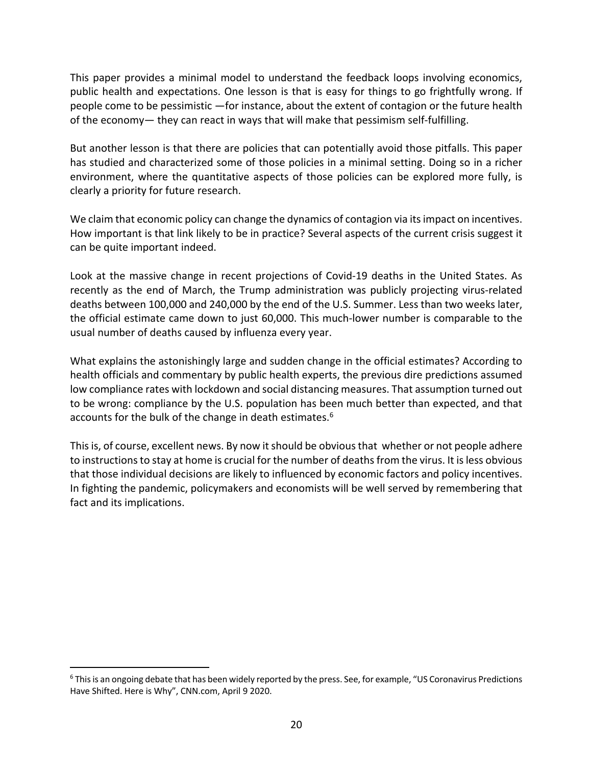This paper provides a minimal model to understand the feedback loops involving economics, public health and expectations. One lesson is that is easy for things to go frightfully wrong. If people come to be pessimistic —for instance, about the extent of contagion or the future health of the economy— they can react in ways that will make that pessimism self-fulfilling.

But another lesson is that there are policies that can potentially avoid those pitfalls. This paper has studied and characterized some of those policies in a minimal setting. Doing so in a richer environment, where the quantitative aspects of those policies can be explored more fully, is clearly a priority for future research.

We claim that economic policy can change the dynamics of contagion via its impact on incentives. How important is that link likely to be in practice? Several aspects of the current crisis suggest it can be quite important indeed.

Look at the massive change in recent projections of Covid-19 deaths in the United States. As recently as the end of March, the Trump administration was publicly projecting virus-related deaths between 100,000 and 240,000 by the end of the U.S. Summer. Less than two weeks later, the official estimate came down to just 60,000. This much-lower number is comparable to the usual number of deaths caused by influenza every year.

What explains the astonishingly large and sudden change in the official estimates? According to health officials and commentary by public health experts, the previous dire predictions assumed low compliance rates with lockdown and social distancing measures. That assumption turned out to be wrong: compliance by the U.S. population has been much better than expected, and that accounts for the bulk of the change in death estimates.[6]

This is, of course, excellent news. By now it should be obvious that whether or not people adhere to instructions to stay at home is crucial for the number of deaths from the virus. It is less obvious that those individual decisions are likely to influenced by economic factors and policy incentives. In fighting the pandemic, policymakers and economists will be well served by remembering that fact and its implications.

[6] This is an ongoing debate that has been widely reported by the press. See, for example, "US Coronavirus Predictions Have Shifted. Here is Why", CNN.com, April 9 2020.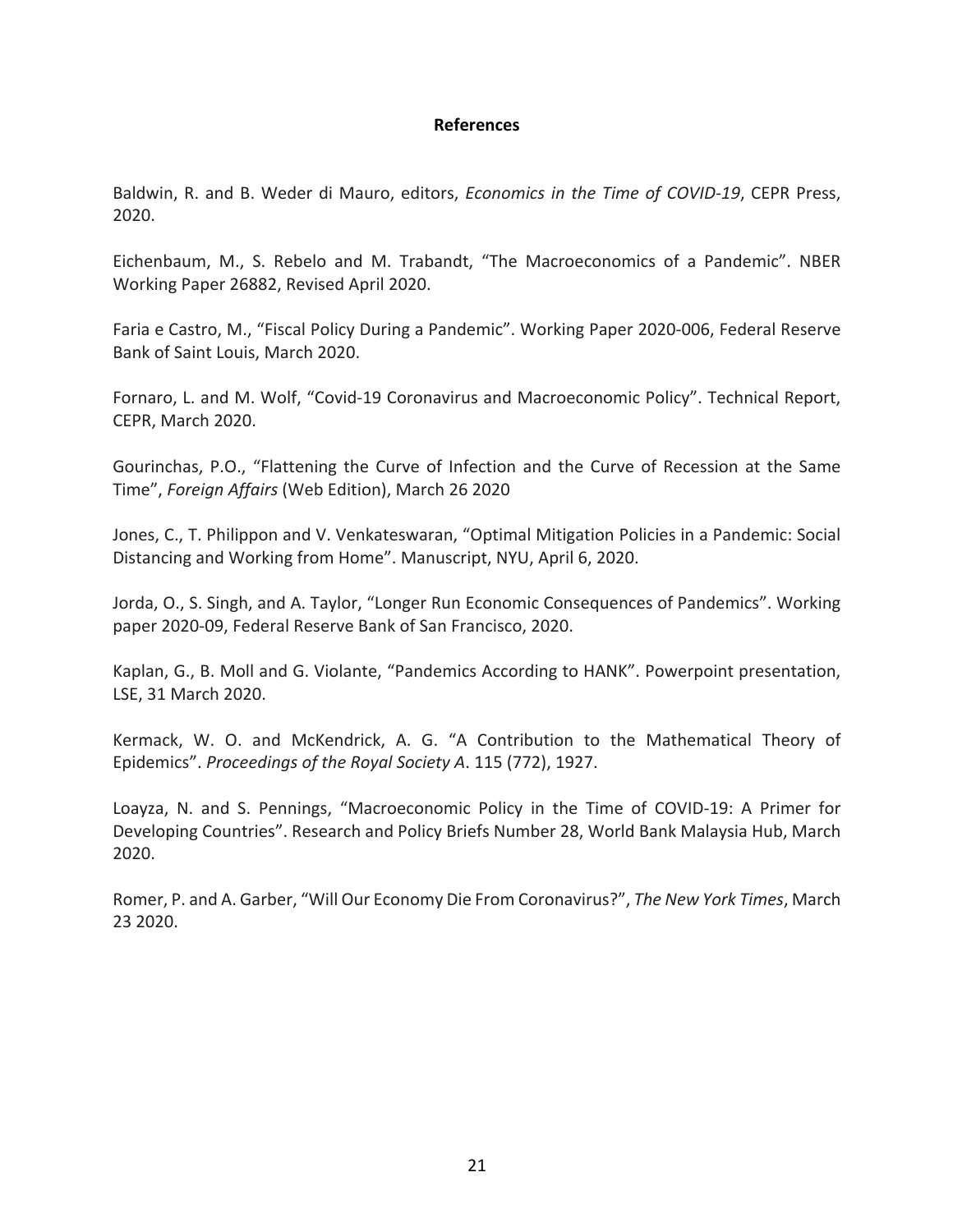## References

Baldwin, R. and B. Weder di Mauro, editors, *Economics in the Time of COVID-19*, CEPR Press, 2020.

Eichenbaum, M., S. Rebelo and M. Trabandt, "The Macroeconomics of a Pandemic". NBER Working Paper 26882, Revised April 2020.

Faria e Castro, M., "Fiscal Policy During a Pandemic". Working Paper 2020-006, Federal Reserve Bank of Saint Louis, March 2020.

Fornaro, L. and M. Wolf, "Covid-19 Coronavirus and Macroeconomic Policy". Technical Report, CEPR, March 2020.

Gourinchas, P.O., "Flattening the Curve of Infection and the Curve of Recession at the Same Time", *Foreign Affairs* (Web Edition), March 26 2020

Jones, C., T. Philippon and V. Venkateswaran, "Optimal Mitigation Policies in a Pandemic: Social Distancing and Working from Home". Manuscript, NYU, April 6, 2020.

Jorda, O., S. Singh, and A. Taylor, "Longer Run Economic Consequences of Pandemics". Working paper 2020-09, Federal Reserve Bank of San Francisco, 2020.

Kaplan, G., B. Moll and G. Violante, "Pandemics According to HANK". Powerpoint presentation, LSE, 31 March 2020.

Kermack, W. O. and McKendrick, A. G. "A Contribution to the Mathematical Theory of Epidemics". *Proceedings of the Royal Society A*. 115 (772), 1927.

Loayza, N. and S. Pennings, "Macroeconomic Policy in the Time of COVID-19: A Primer for Developing Countries". Research and Policy Briefs Number 28, World Bank Malaysia Hub, March 2020.

Romer, P. and A. Garber, "Will Our Economy Die From Coronavirus?", *The New York Times*, March 23 2020.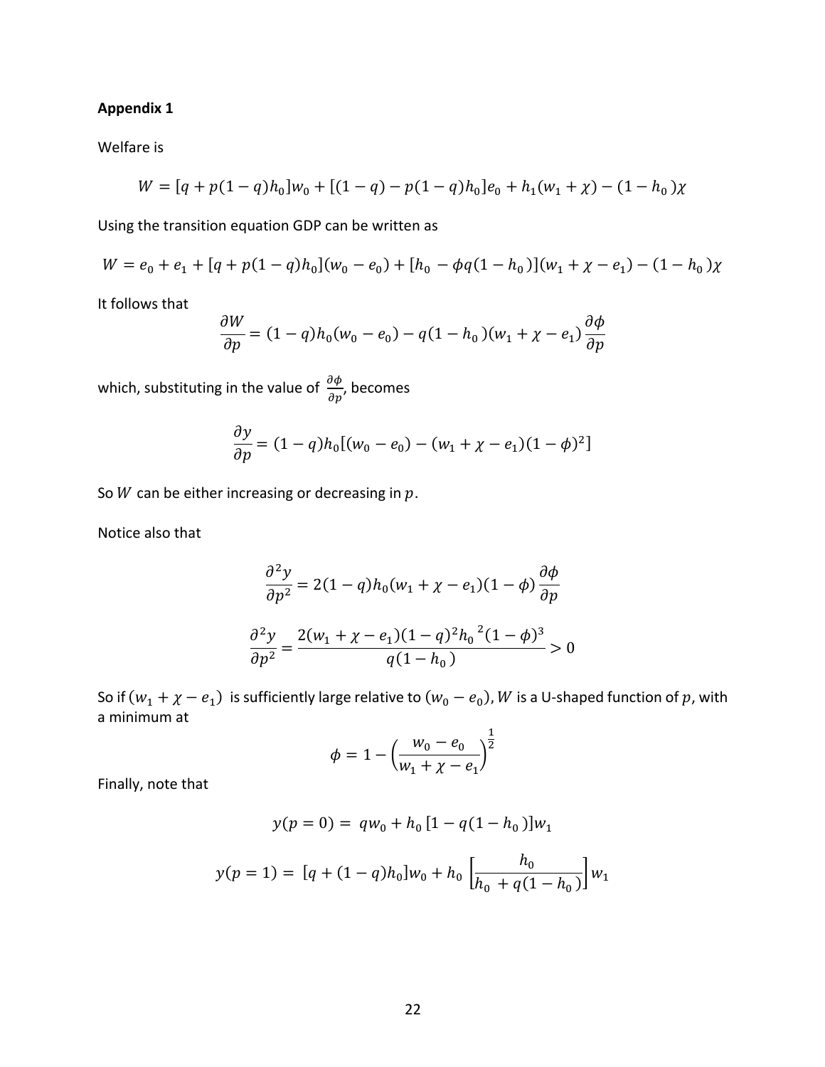**Appendix 1**

Welfare is

$$W = [q + p(1-q)h_0]w_0 + [(1-q) - p(1-q)h_0]e_0 + h_1(w_1 + \chi) - (1 - h_0)\chi$$

Using the transition equation GDP can be written as

$$W = e_0 + e_1 + [q + p(1-q)h_0](w_0 - e_0) + [h_0 - \phi q(1 - h_0)](w_1 + \chi - e_1) - (1 - h_0)\chi$$

It follows that

$$\frac{\partial W}{\partial p} = (1-q)h_0(w_0 - e_0) - q(1 - h_0)(w_1 + \chi - e_1)\frac{\partial \phi}{\partial p}$$

which, substituting in the value of $\frac{\partial \phi}{\partial p}$, becomes

$$\frac{\partial y}{\partial p} = (1-q)h_0[(w_0 - e_0) - (w_1 + \chi - e_1)(1-\phi)^2]$$

So $W$ can be either increasing or decreasing in $p$.

Notice also that

$$\frac{\partial^2 y}{\partial p^2} = 2(1-q)h_0(w_1 + \chi - e_1)(1-\phi)\frac{\partial \phi}{\partial p}$$

$$\frac{\partial^2 y}{\partial p^2} = \frac{2(w_1 + \chi - e_1)(1-q)^2 {h_0}^2 (1-\phi)^3}{q(1 - h_0)} > 0$$

So if $(w_1 + \chi - e_1)$ is sufficiently large relative to $(w_0 - e_0)$, $W$ is a U-shaped function of $p$, with a minimum at

$$\phi = 1 - \left(\frac{w_0 - e_0}{w_1 + \chi - e_1}\right)^{\frac{1}{2}}$$

Finally, note that

$$y(p = 0) = qw_0 + h_0[1 - q(1 - h_0)]w_1$$

$$y(p = 1) = [q + (1-q)h_0]w_0 + h_0\left[\frac{h_0}{h_0 + q(1 - h_0)}\right]w_1$$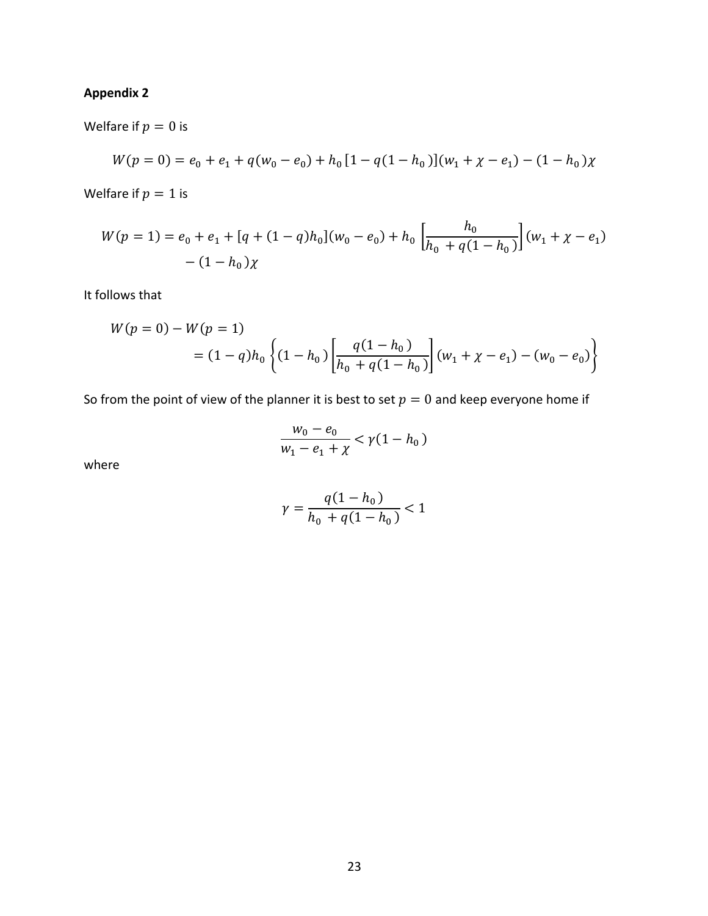**Appendix 2**

Welfare if $p = 0$ is

$$W(p=0) = e_0 + e_1 + q(w_0 - e_0) + h_0\,[1 - q(1-h_0)](w_1 + \chi - e_1) - (1-h_0)\chi$$

Welfare if $p = 1$ is

$$W(p=1) = e_0 + e_1 + [q + (1-q)h_0](w_0 - e_0) + h_0\left[\frac{h_0}{h_0 + q(1-h_0)}\right](w_1 + \chi - e_1) - (1-h_0)\chi$$

It follows that

$$W(p=0) - W(p=1) = (1-q)h_0\left\{(1-h_0)\left[\frac{q(1-h_0)}{h_0 + q(1-h_0)}\right](w_1 + \chi - e_1) - (w_0 - e_0)\right\}$$

So from the point of view of the planner it is best to set $p = 0$ and keep everyone home if

$$\frac{w_0 - e_0}{w_1 - e_1 + \chi} < \gamma(1-h_0)$$

where

$$\gamma = \frac{q(1-h_0)}{h_0 + q(1-h_0)} < 1$$